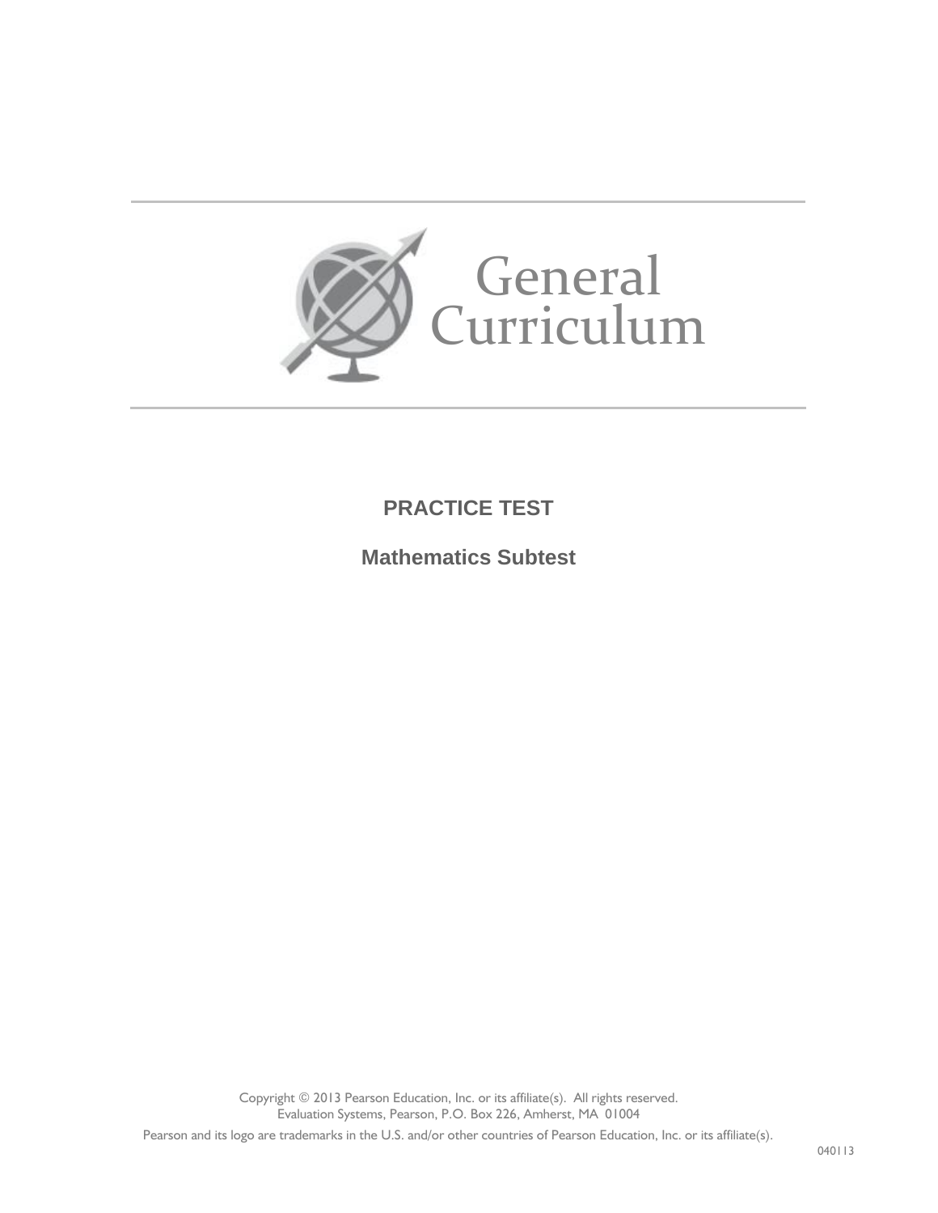# General Curriculum

## PRACTICE TEST

## Mathematics Subtest

Copyright © 2013 Pearson Education, Inc. or its affiliate(s). All rights reserved.
Evaluation Systems, Pearson, P.O. Box 226, Amherst, MA 01004

Pearson and its logo are trademarks in the U.S. and/or other countries of Pearson Education, Inc. or its affiliate(s).

040113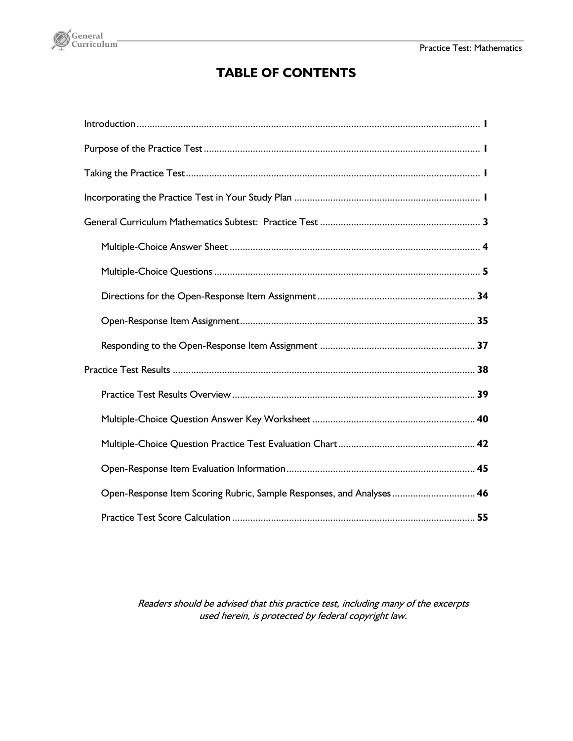# TABLE OF CONTENTS

Introduction .................................................................................................................. 1

Purpose of the Practice Test .......................................................................................... 1

Taking the Practice Test.................................................................................................. 1

Incorporating the Practice Test in Your Study Plan ........................................................ 1

General Curriculum Mathematics Subtest: Practice Test .............................................. 3

- Multiple-Choice Answer Sheet ................................................................................ 4
- Multiple-Choice Questions ...................................................................................... 5
- Directions for the Open-Response Item Assignment ............................................. 34
- Open-Response Item Assignment.......................................................................... 35
- Responding to the Open-Response Item Assignment ............................................ 37

Practice Test Results ..................................................................................................... 38

- Practice Test Results Overview ............................................................................. 39
- Multiple-Choice Question Answer Key Worksheet ............................................... 40
- Multiple-Choice Question Practice Test Evaluation Chart..................................... 42
- Open-Response Item Evaluation Information........................................................ 45
- Open-Response Item Scoring Rubric, Sample Responses, and Analyses ................ 46
- Practice Test Score Calculation ............................................................................. 55

*Readers should be advised that this practice test, including many of the excerpts used herein, is protected by federal copyright law.*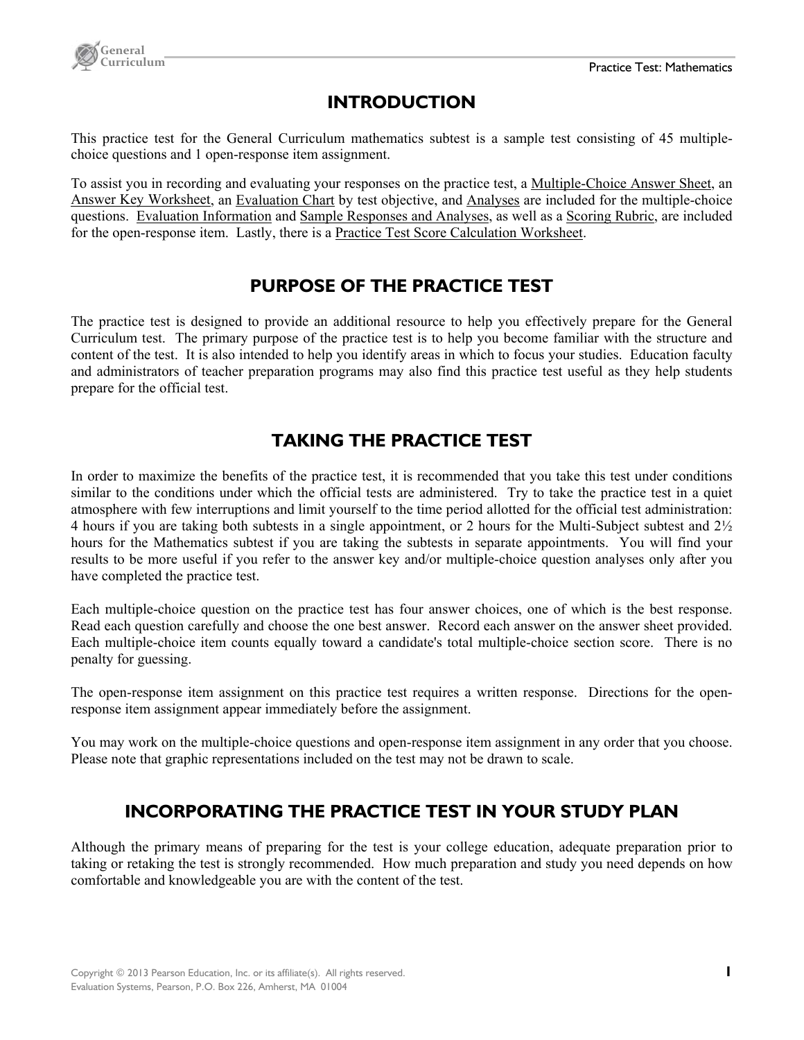## INTRODUCTION

This practice test for the General Curriculum mathematics subtest is a sample test consisting of 45 multiple-choice questions and 1 open-response item assignment.

To assist you in recording and evaluating your responses on the practice test, a Multiple-Choice Answer Sheet, an Answer Key Worksheet, an Evaluation Chart by test objective, and Analyses are included for the multiple-choice questions. Evaluation Information and Sample Responses and Analyses, as well as a Scoring Rubric, are included for the open-response item. Lastly, there is a Practice Test Score Calculation Worksheet.

## PURPOSE OF THE PRACTICE TEST

The practice test is designed to provide an additional resource to help you effectively prepare for the General Curriculum test. The primary purpose of the practice test is to help you become familiar with the structure and content of the test. It is also intended to help you identify areas in which to focus your studies. Education faculty and administrators of teacher preparation programs may also find this practice test useful as they help students prepare for the official test.

## TAKING THE PRACTICE TEST

In order to maximize the benefits of the practice test, it is recommended that you take this test under conditions similar to the conditions under which the official tests are administered. Try to take the practice test in a quiet atmosphere with few interruptions and limit yourself to the time period allotted for the official test administration: 4 hours if you are taking both subtests in a single appointment, or 2 hours for the Multi-Subject subtest and 2½ hours for the Mathematics subtest if you are taking the subtests in separate appointments. You will find your results to be more useful if you refer to the answer key and/or multiple-choice question analyses only after you have completed the practice test.

Each multiple-choice question on the practice test has four answer choices, one of which is the best response. Read each question carefully and choose the one best answer. Record each answer on the answer sheet provided. Each multiple-choice item counts equally toward a candidate's total multiple-choice section score. There is no penalty for guessing.

The open-response item assignment on this practice test requires a written response. Directions for the open-response item assignment appear immediately before the assignment.

You may work on the multiple-choice questions and open-response item assignment in any order that you choose. Please note that graphic representations included on the test may not be drawn to scale.

## INCORPORATING THE PRACTICE TEST IN YOUR STUDY PLAN

Although the primary means of preparing for the test is your college education, adequate preparation prior to taking or retaking the test is strongly recommended. How much preparation and study you need depends on how comfortable and knowledgeable you are with the content of the test.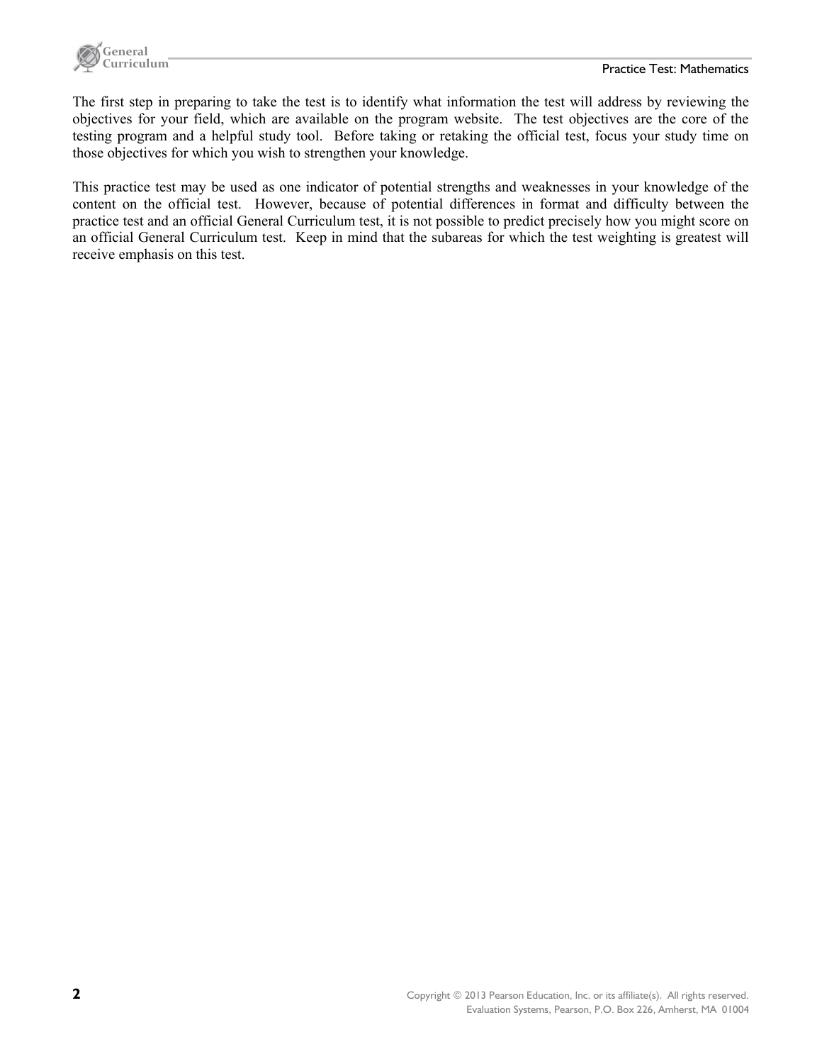The first step in preparing to take the test is to identify what information the test will address by reviewing the objectives for your field, which are available on the program website. The test objectives are the core of the testing program and a helpful study tool. Before taking or retaking the official test, focus your study time on those objectives for which you wish to strengthen your knowledge.

This practice test may be used as one indicator of potential strengths and weaknesses in your knowledge of the content on the official test. However, because of potential differences in format and difficulty between the practice test and an official General Curriculum test, it is not possible to predict precisely how you might score on an official General Curriculum test. Keep in mind that the subareas for which the test weighting is greatest will receive emphasis on this test.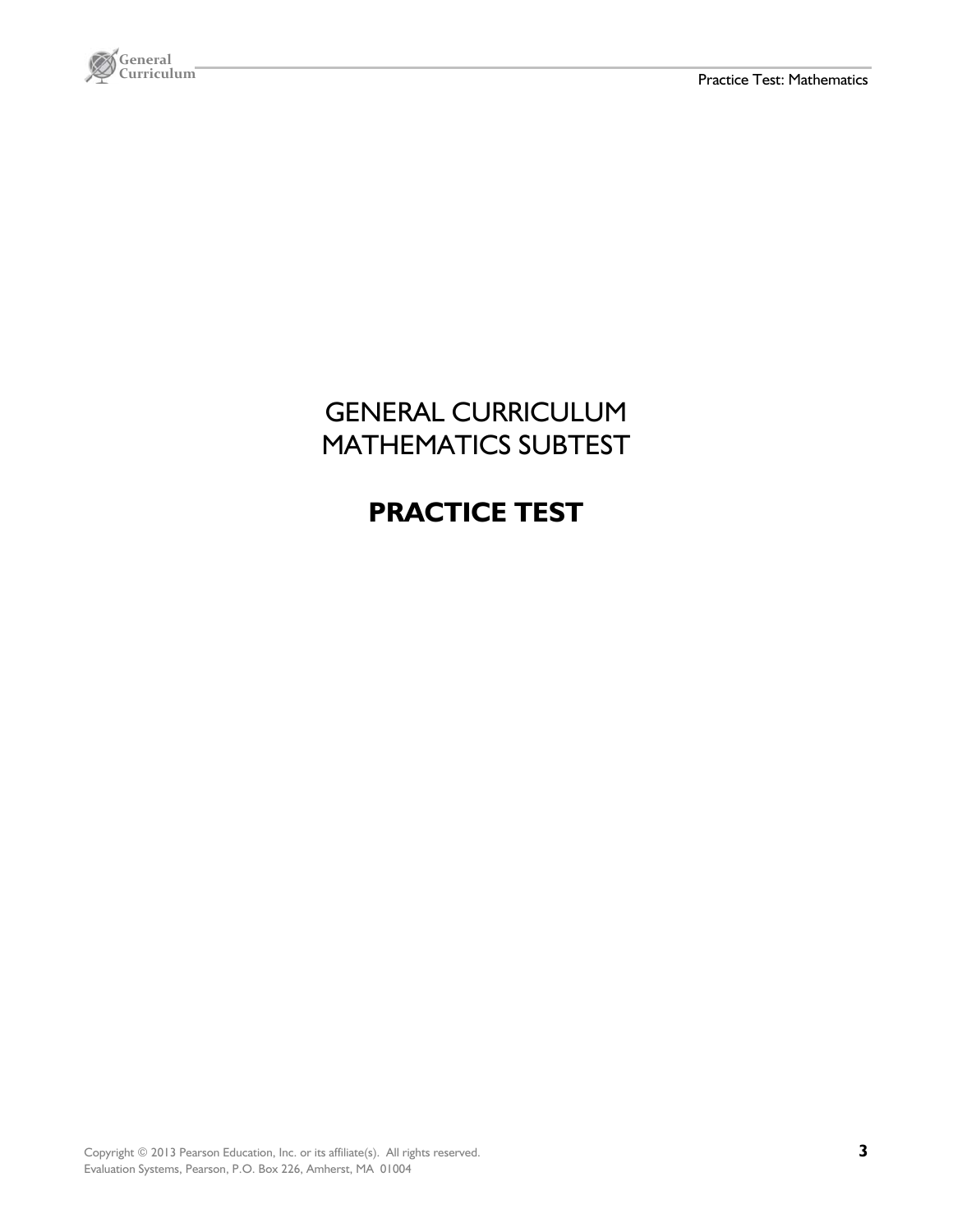# GENERAL CURRICULUM MATHEMATICS SUBTEST

## PRACTICE TEST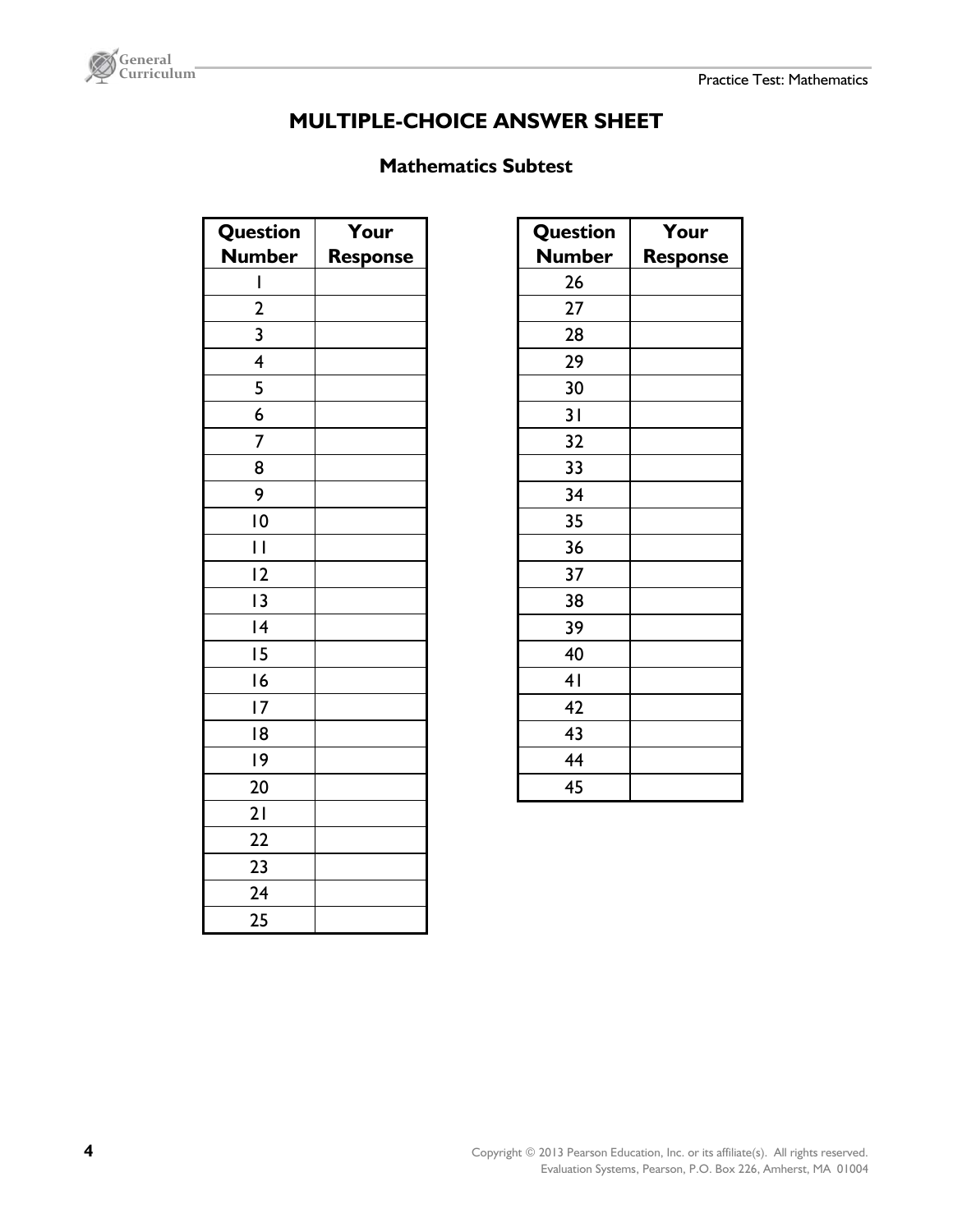# MULTIPLE-CHOICE ANSWER SHEET

## Mathematics Subtest

| Question Number | Your Response |
|---|---|
| 1 | |
| 2 | |
| 3 | |
| 4 | |
| 5 | |
| 6 | |
| 7 | |
| 8 | |
| 9 | |
| 10 | |
| 11 | |
| 12 | |
| 13 | |
| 14 | |
| 15 | |
| 16 | |
| 17 | |
| 18 | |
| 19 | |
| 20 | |
| 21 | |
| 22 | |
| 23 | |
| 24 | |
| 25 | |

| Question Number | Your Response |
|---|---|
| 26 | |
| 27 | |
| 28 | |
| 29 | |
| 30 | |
| 31 | |
| 32 | |
| 33 | |
| 34 | |
| 35 | |
| 36 | |
| 37 | |
| 38 | |
| 39 | |
| 40 | |
| 41 | |
| 42 | |
| 43 | |
| 44 | |
| 45 | |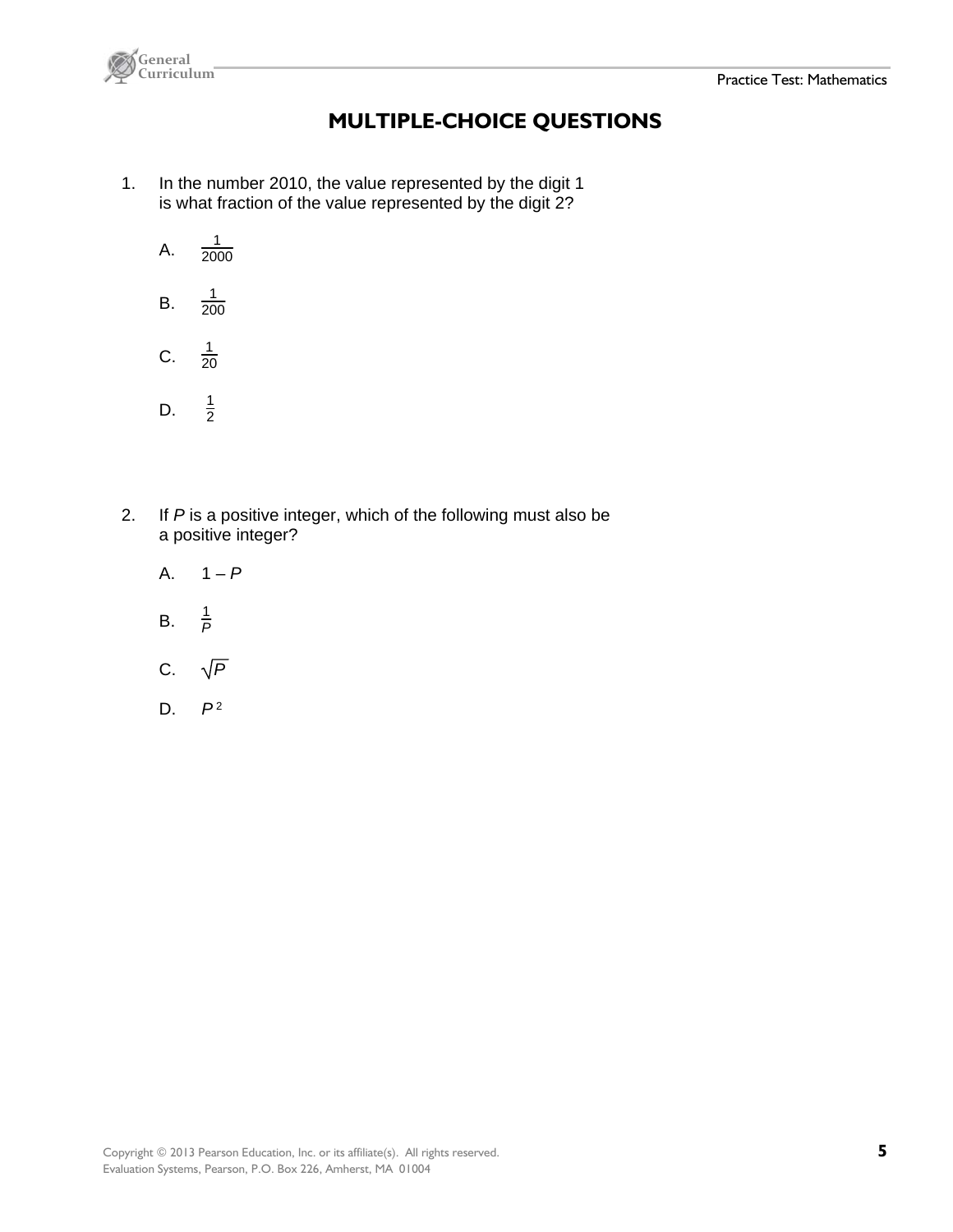# MULTIPLE-CHOICE QUESTIONS

1. In the number 2010, the value represented by the digit 1 is what fraction of the value represented by the digit 2?

   A. $\frac{1}{2000}$

   B. $\frac{1}{200}$

   C. $\frac{1}{20}$

   D. $\frac{1}{2}$

2. If $P$ is a positive integer, which of the following must also be a positive integer?

   A. $1 - P$

   B. $\frac{1}{P}$

   C. $\sqrt{P}$

   D. $P^2$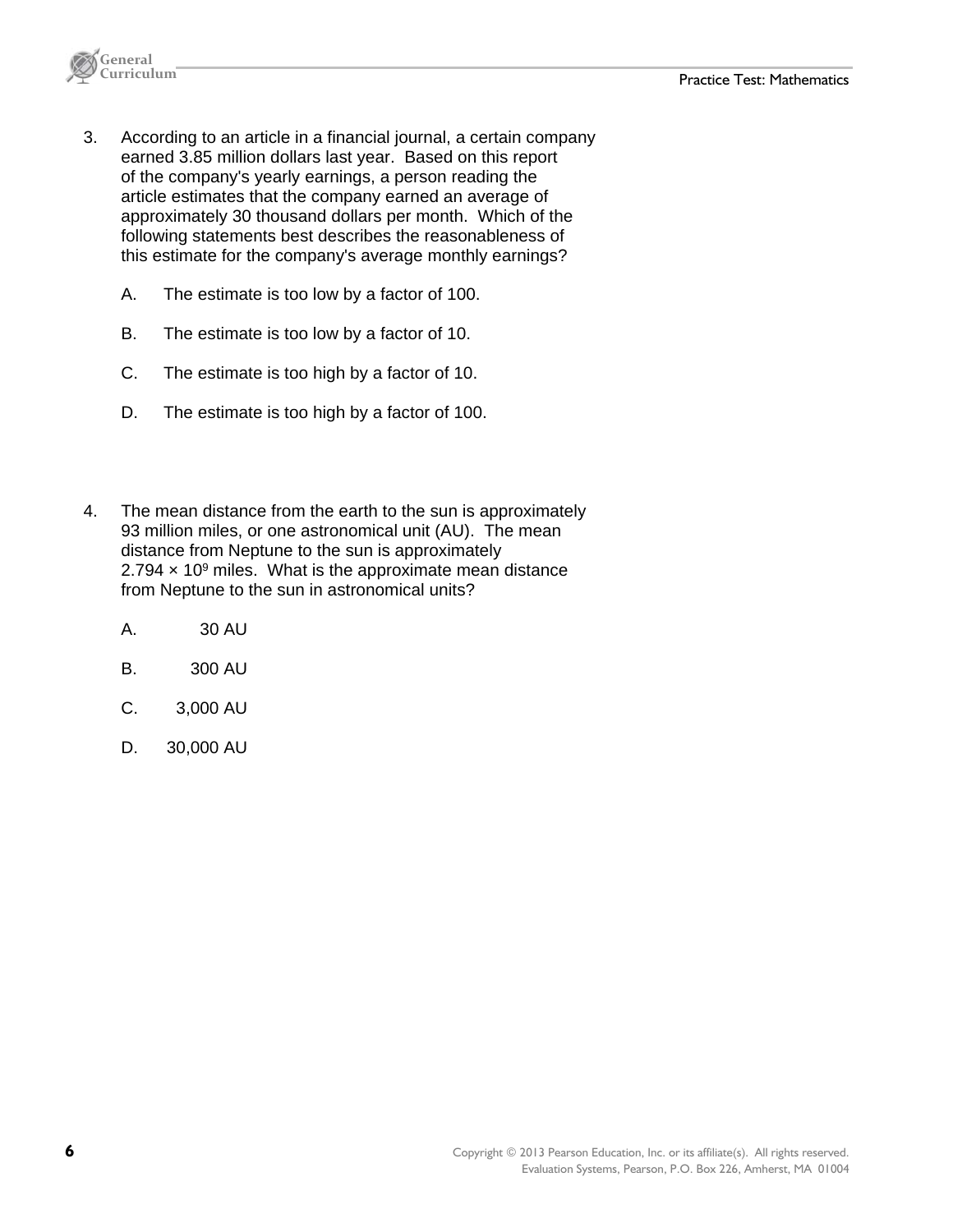3. According to an article in a financial journal, a certain company earned 3.85 million dollars last year. Based on this report of the company's yearly earnings, a person reading the article estimates that the company earned an average of approximately 30 thousand dollars per month. Which of the following statements best describes the reasonableness of this estimate for the company's average monthly earnings?

   A. The estimate is too low by a factor of 100.

   B. The estimate is too low by a factor of 10.

   C. The estimate is too high by a factor of 10.

   D. The estimate is too high by a factor of 100.

4. The mean distance from the earth to the sun is approximately 93 million miles, or one astronomical unit (AU). The mean distance from Neptune to the sun is approximately $2.794 \times 10^9$ miles. What is the approximate mean distance from Neptune to the sun in astronomical units?

   A. 30 AU

   B. 300 AU

   C. 3,000 AU

   D. 30,000 AU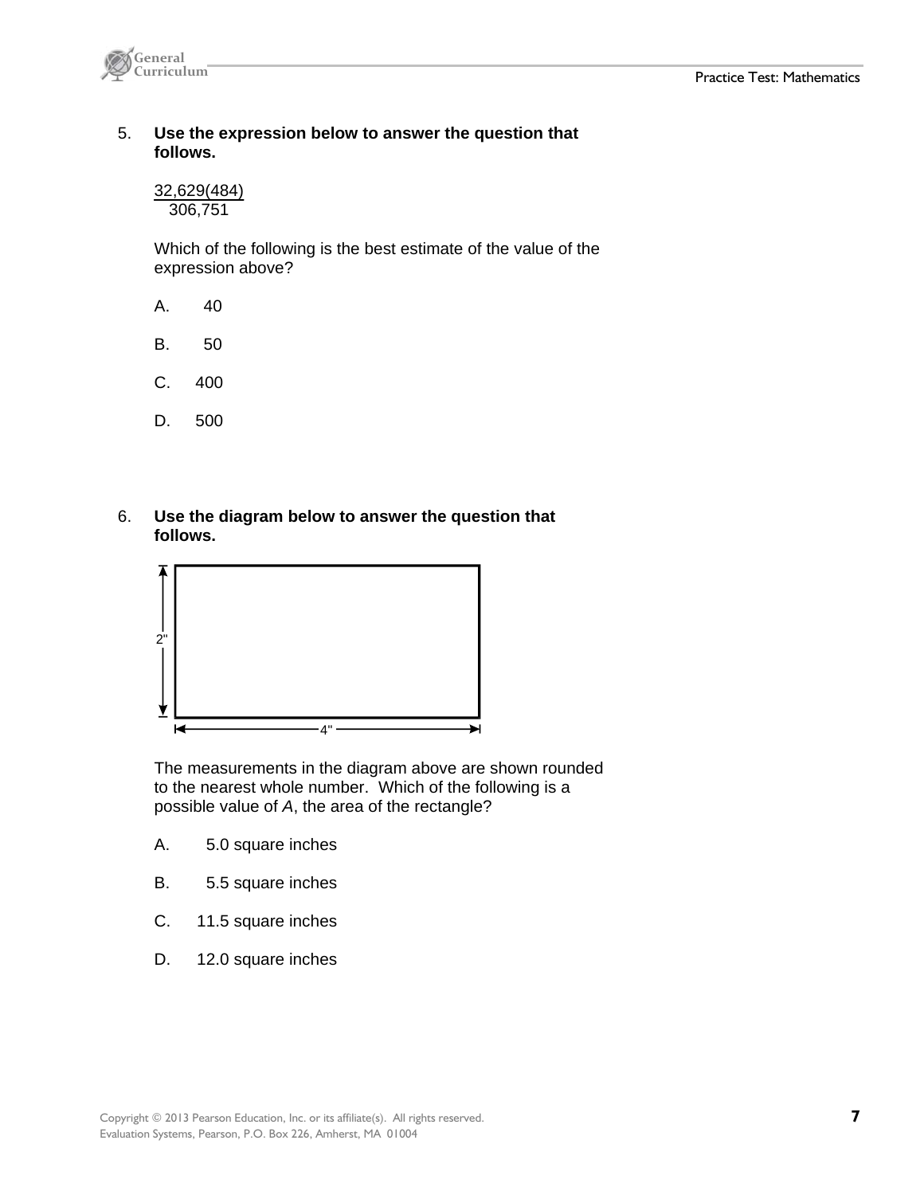5. **Use the expression below to answer the question that follows.**

$$\frac{32{,}629(484)}{306{,}751}$$

Which of the following is the best estimate of the value of the expression above?

A. 40

B. 50

C. 400

D. 500

6. **Use the diagram below to answer the question that follows.**

2"

4"

The measurements in the diagram above are shown rounded to the nearest whole number. Which of the following is a possible value of *A*, the area of the rectangle?

A. 5.0 square inches

B. 5.5 square inches

C. 11.5 square inches

D. 12.0 square inches

Copyright © 2013 Pearson Education, Inc. or its affiliate(s). All rights reserved.
Evaluation Systems, Pearson, P.O. Box 226, Amherst, MA 01004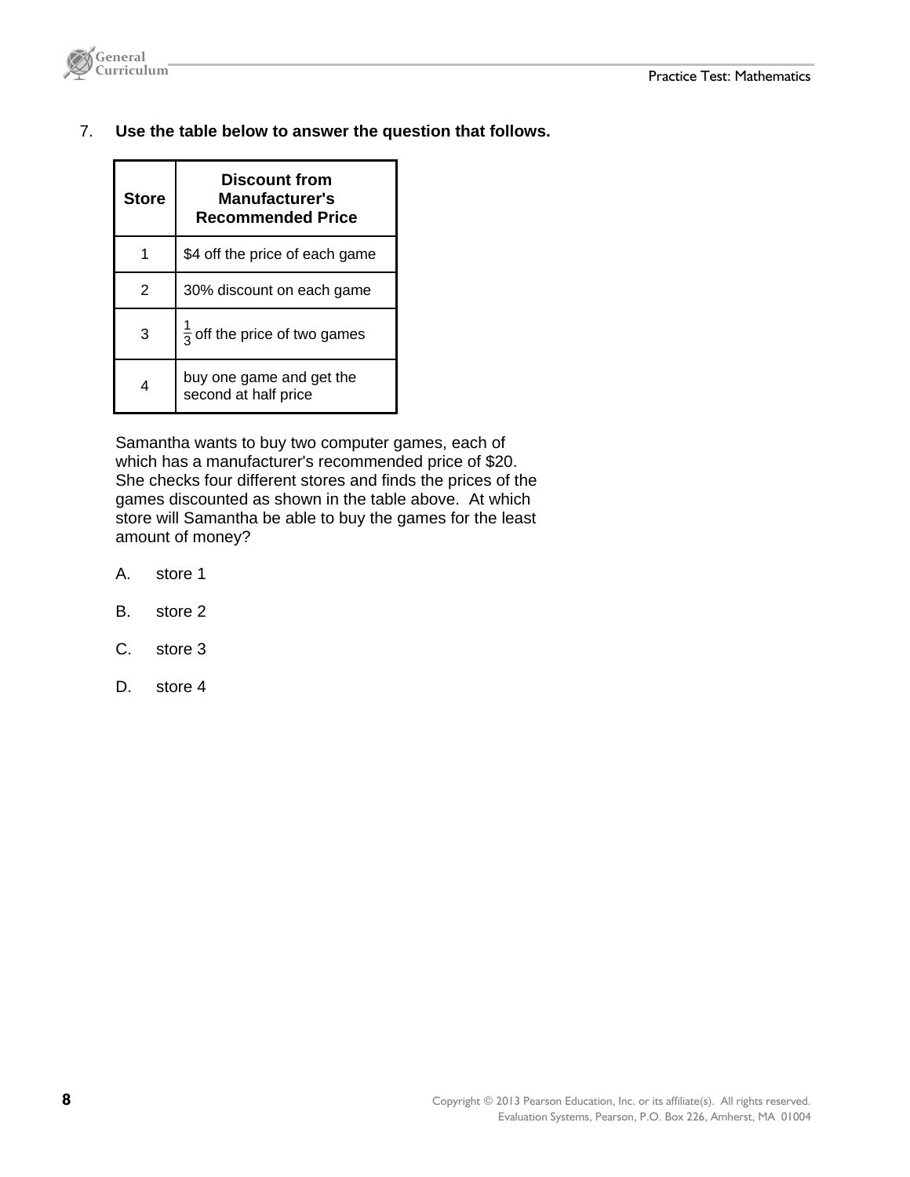7. **Use the table below to answer the question that follows.**

| Store | Discount from Manufacturer's Recommended Price |
|---|---|
| 1 | \$4 off the price of each game |
| 2 | 30% discount on each game |
| 3 | $\frac{1}{3}$ off the price of two games |
| 4 | buy one game and get the second at half price |

Samantha wants to buy two computer games, each of which has a manufacturer's recommended price of \$20. She checks four different stores and finds the prices of the games discounted as shown in the table above. At which store will Samantha be able to buy the games for the least amount of money?

A. store 1

B. store 2

C. store 3

D. store 4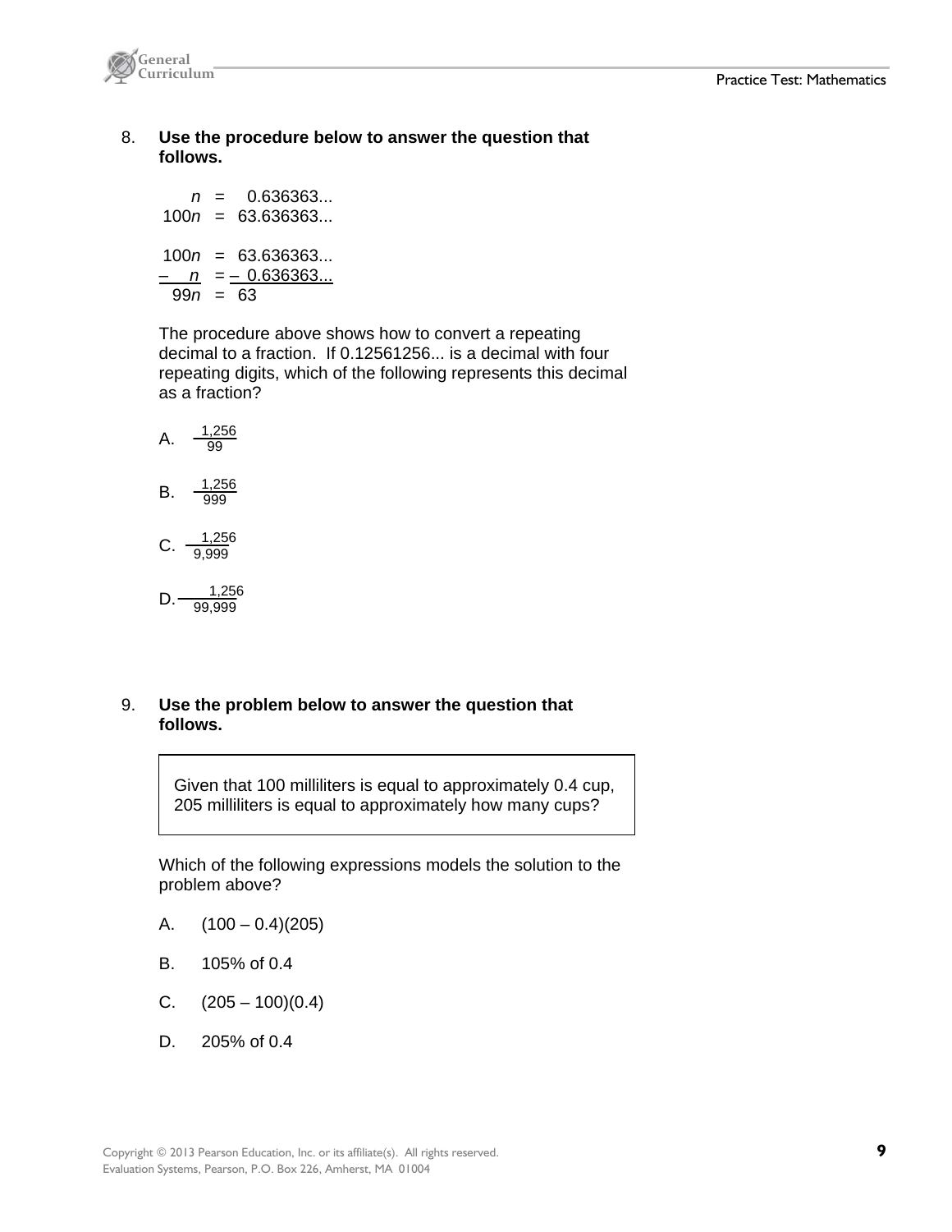8. **Use the procedure below to answer the question that follows.**

$$
\begin{aligned}
n &= 0.636363... \\
100n &= 63.636363...
\end{aligned}
$$

$$
\begin{aligned}
100n &= 63.636363... \\
-\ \ n &= -\ 0.636363... \\
\hline
99n &= 63
\end{aligned}
$$

The procedure above shows how to convert a repeating decimal to a fraction. If 0.12561256... is a decimal with four repeating digits, which of the following represents this decimal as a fraction?

A. $\dfrac{1,256}{99}$

B. $\dfrac{1,256}{999}$

C. $\dfrac{1,256}{9,999}$

D. $\dfrac{1,256}{99,999}$

9. **Use the problem below to answer the question that follows.**

> Given that 100 milliliters is equal to approximately 0.4 cup, 205 milliliters is equal to approximately how many cups?

Which of the following expressions models the solution to the problem above?

A. (100 – 0.4)(205)

B. 105% of 0.4

C. (205 – 100)(0.4)

D. 205% of 0.4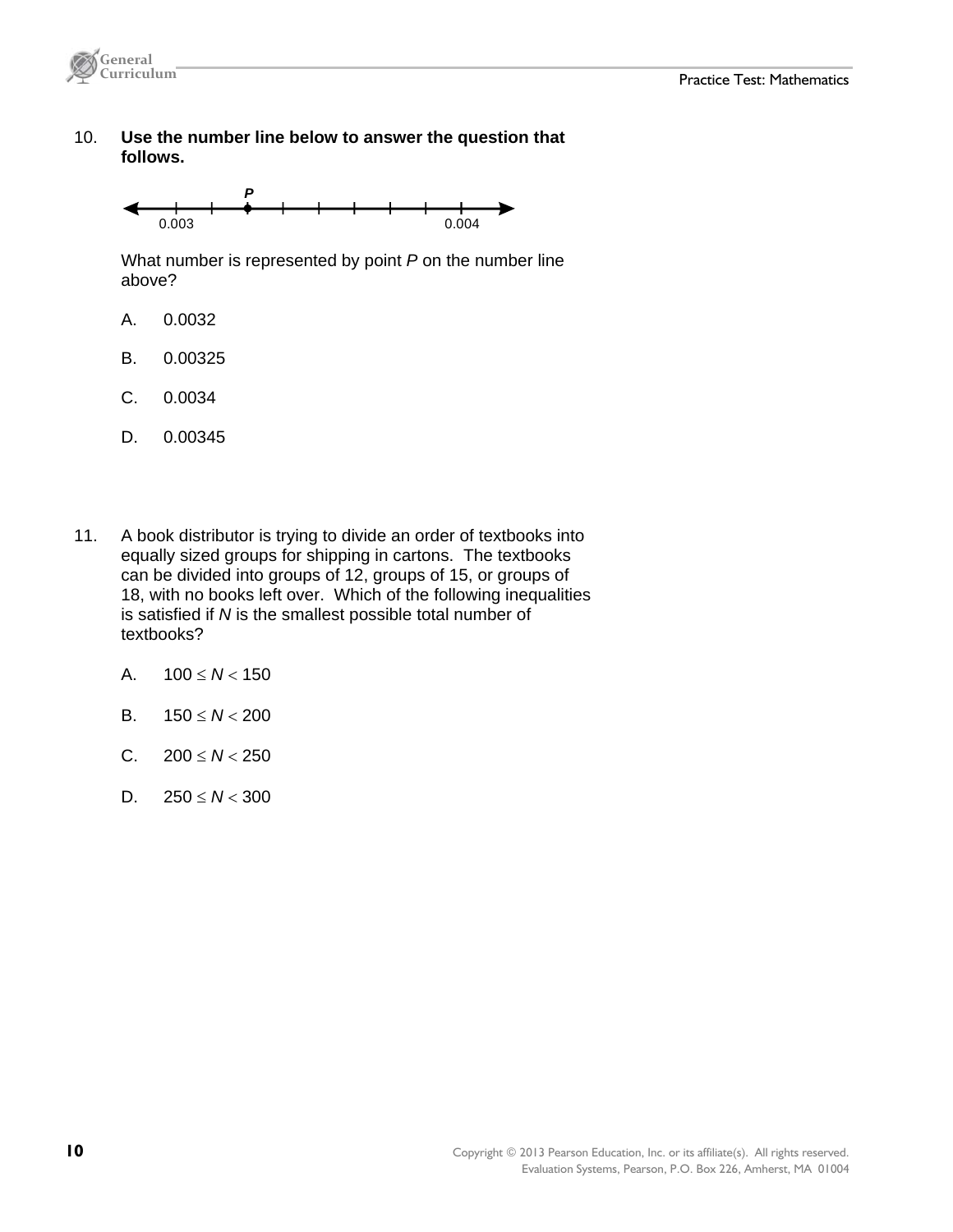10. **Use the number line below to answer the question that follows.**

    P marked on a number line between 0.003 and 0.004

    What number is represented by point *P* on the number line above?

    A. 0.0032

    B. 0.00325

    C. 0.0034

    D. 0.00345

11. A book distributor is trying to divide an order of textbooks into equally sized groups for shipping in cartons. The textbooks can be divided into groups of 12, groups of 15, or groups of 18, with no books left over. Which of the following inequalities is satisfied if *N* is the smallest possible total number of textbooks?

    A. $100 \leq N < 150$

    B. $150 \leq N < 200$

    C. $200 \leq N < 250$

    D. $250 \leq N < 300$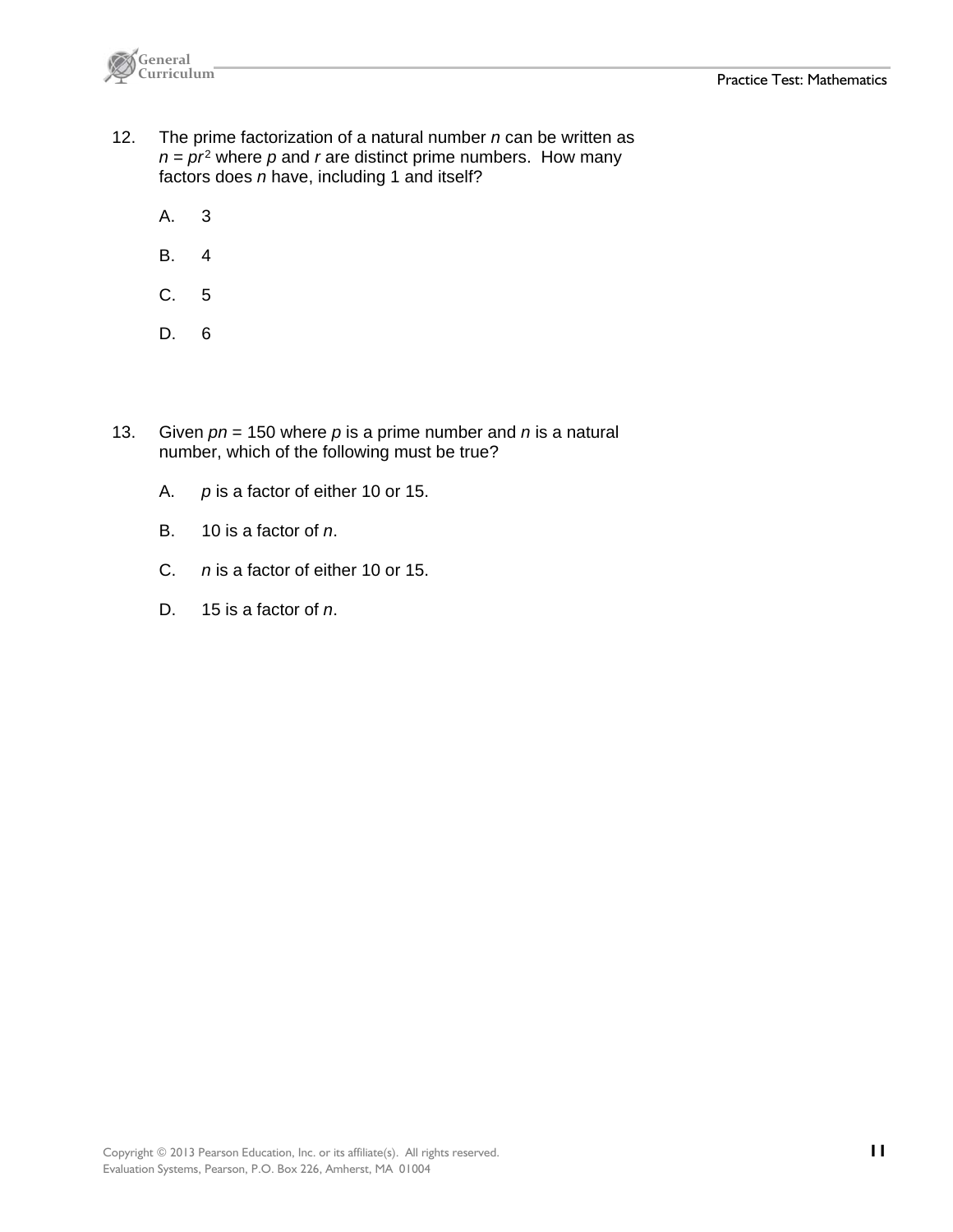12. The prime factorization of a natural number $n$ can be written as $n = pr^2$ where $p$ and $r$ are distinct prime numbers. How many factors does $n$ have, including 1 and itself?

    A. 3

    B. 4

    C. 5

    D. 6

13. Given $pn = 150$ where $p$ is a prime number and $n$ is a natural number, which of the following must be true?

    A. $p$ is a factor of either 10 or 15.

    B. 10 is a factor of $n$.

    C. $n$ is a factor of either 10 or 15.

    D. 15 is a factor of $n$.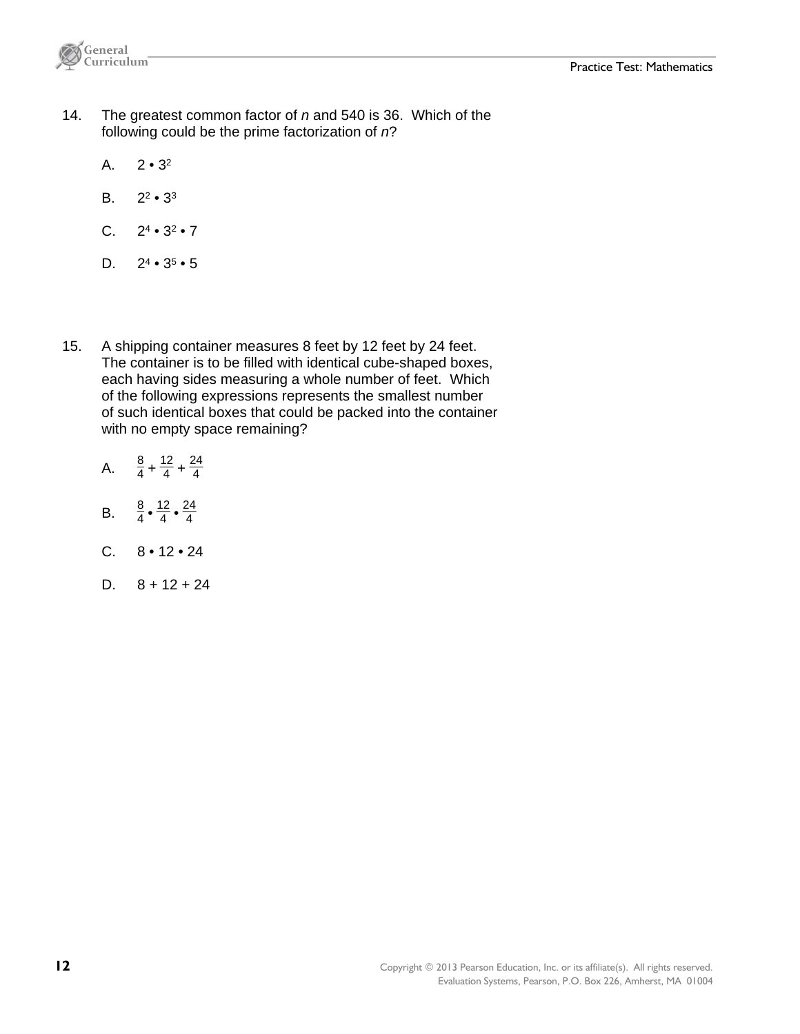14. The greatest common factor of $n$ and 540 is 36. Which of the following could be the prime factorization of $n$?

    A. $2 \cdot 3^2$

    B. $2^2 \cdot 3^3$

    C. $2^4 \cdot 3^2 \cdot 7$

    D. $2^4 \cdot 3^5 \cdot 5$

15. A shipping container measures 8 feet by 12 feet by 24 feet. The container is to be filled with identical cube-shaped boxes, each having sides measuring a whole number of feet. Which of the following expressions represents the smallest number of such identical boxes that could be packed into the container with no empty space remaining?

    A. $\frac{8}{4} + \frac{12}{4} + \frac{24}{4}$

    B. $\frac{8}{4} \cdot \frac{12}{4} \cdot \frac{24}{4}$

    C. $8 \cdot 12 \cdot 24$

    D. $8 + 12 + 24$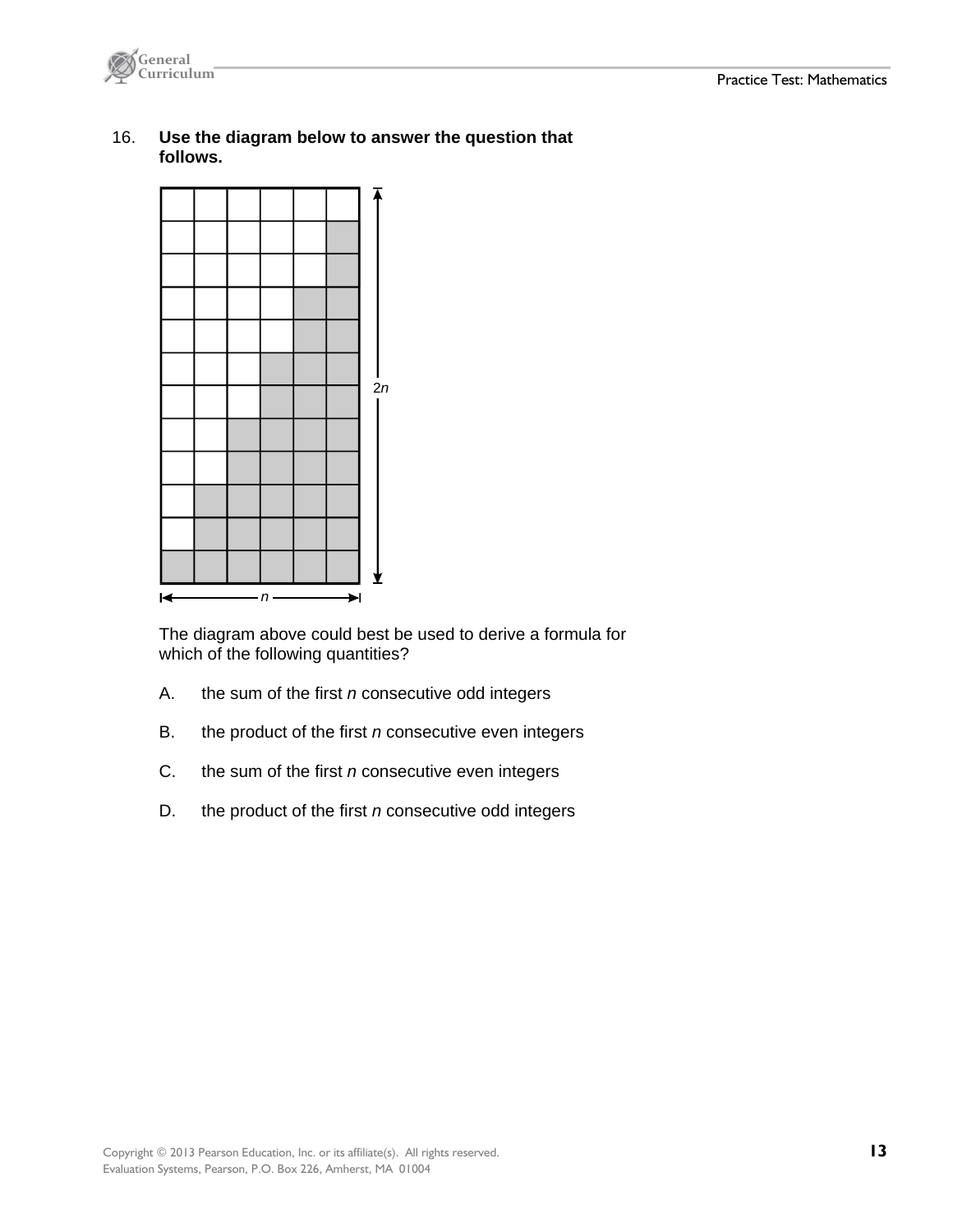16. **Use the diagram below to answer the question that follows.**

The diagram above could best be used to derive a formula for which of the following quantities?

A. the sum of the first $n$ consecutive odd integers

B. the product of the first $n$ consecutive even integers

C. the sum of the first $n$ consecutive even integers

D. the product of the first $n$ consecutive odd integers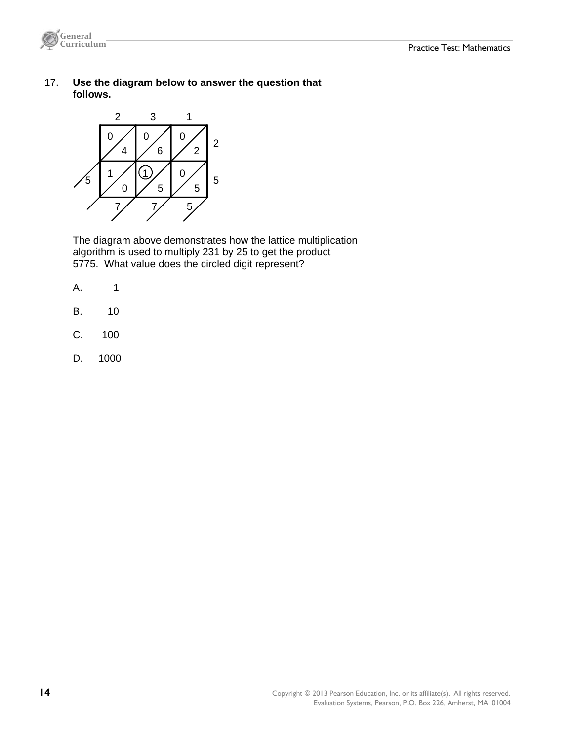17. **Use the diagram below to answer the question that follows.**

| | 2 | 3 | 1 | |
|---|---|---|---|---|
| | 0 / 4 | 0 / 6 | 0 / 2 | 2 |
| 5 | 1 / 0 | (1) / 5 | 0 / 5 | 5 |
| | 7 | 7 | 5 | |

The diagram above demonstrates how the lattice multiplication algorithm is used to multiply 231 by 25 to get the product 5775. What value does the circled digit represent?

A. 1

B. 10

C. 100

D. 1000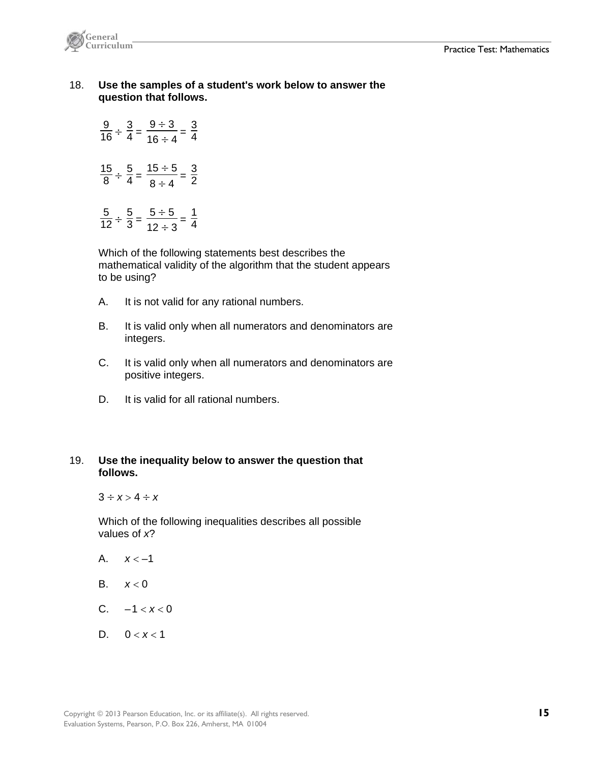18. **Use the samples of a student's work below to answer the question that follows.**

$$\frac{9}{16} \div \frac{3}{4} = \frac{9 \div 3}{16 \div 4} = \frac{3}{4}$$

$$\frac{15}{8} \div \frac{5}{4} = \frac{15 \div 5}{8 \div 4} = \frac{3}{2}$$

$$\frac{5}{12} \div \frac{5}{3} = \frac{5 \div 5}{12 \div 3} = \frac{1}{4}$$

Which of the following statements best describes the mathematical validity of the algorithm that the student appears to be using?

A. It is not valid for any rational numbers.

B. It is valid only when all numerators and denominators are integers.

C. It is valid only when all numerators and denominators are positive integers.

D. It is valid for all rational numbers.

19. **Use the inequality below to answer the question that follows.**

$3 \div x > 4 \div x$

Which of the following inequalities describes all possible values of $x$?

A. $x < -1$

B. $x < 0$

C. $-1 < x < 0$

D. $0 < x < 1$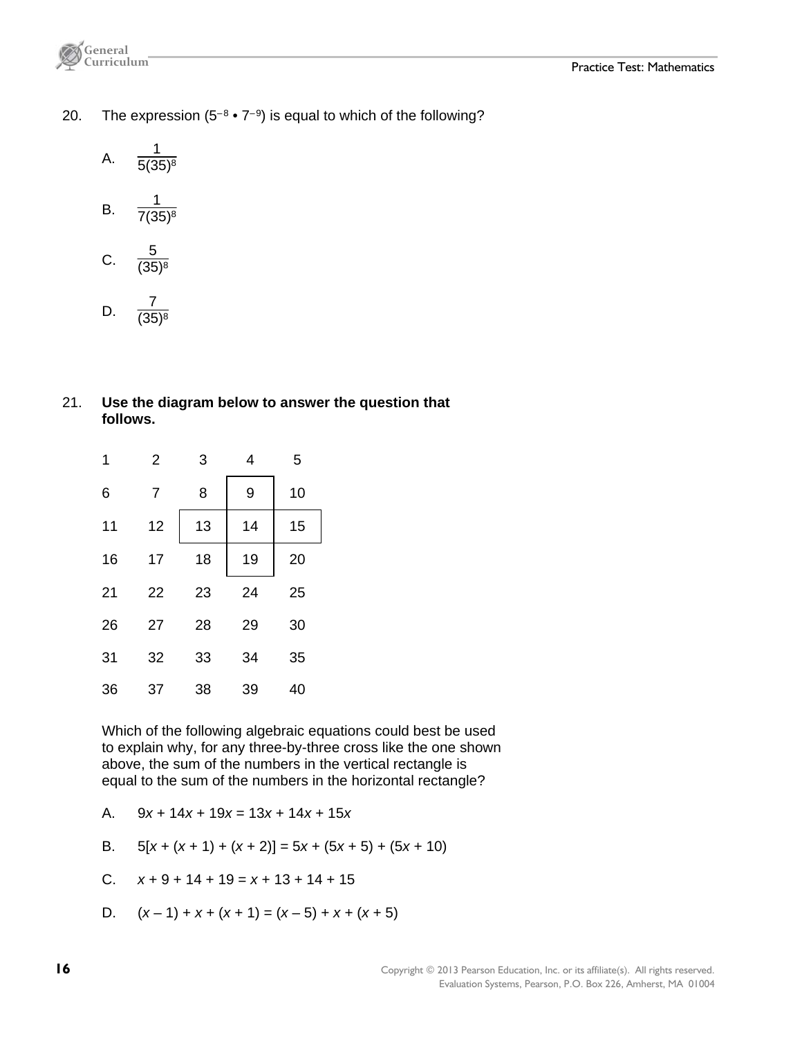20. The expression ($5^{-8} \cdot 7^{-9}$) is equal to which of the following?

   A. $\dfrac{1}{5(35)^8}$

   B. $\dfrac{1}{7(35)^8}$

   C. $\dfrac{5}{(35)^8}$

   D. $\dfrac{7}{(35)^8}$

21. **Use the diagram below to answer the question that follows.**

| | | | | |
|---|---|---|---|---|
| 1 | 2 | 3 | 4 | 5 |
| 6 | 7 | 8 | 9 | 10 |
| 11 | 12 | 13 | 14 | 15 |
| 16 | 17 | 18 | 19 | 20 |
| 21 | 22 | 23 | 24 | 25 |
| 26 | 27 | 28 | 29 | 30 |
| 31 | 32 | 33 | 34 | 35 |
| 36 | 37 | 38 | 39 | 40 |

   Which of the following algebraic equations could best be used to explain why, for any three-by-three cross like the one shown above, the sum of the numbers in the vertical rectangle is equal to the sum of the numbers in the horizontal rectangle?

   A. $9x + 14x + 19x = 13x + 14x + 15x$

   B. $5[x + (x + 1) + (x + 2)] = 5x + (5x + 5) + (5x + 10)$

   C. $x + 9 + 14 + 19 = x + 13 + 14 + 15$

   D. $(x - 1) + x + (x + 1) = (x - 5) + x + (x + 5)$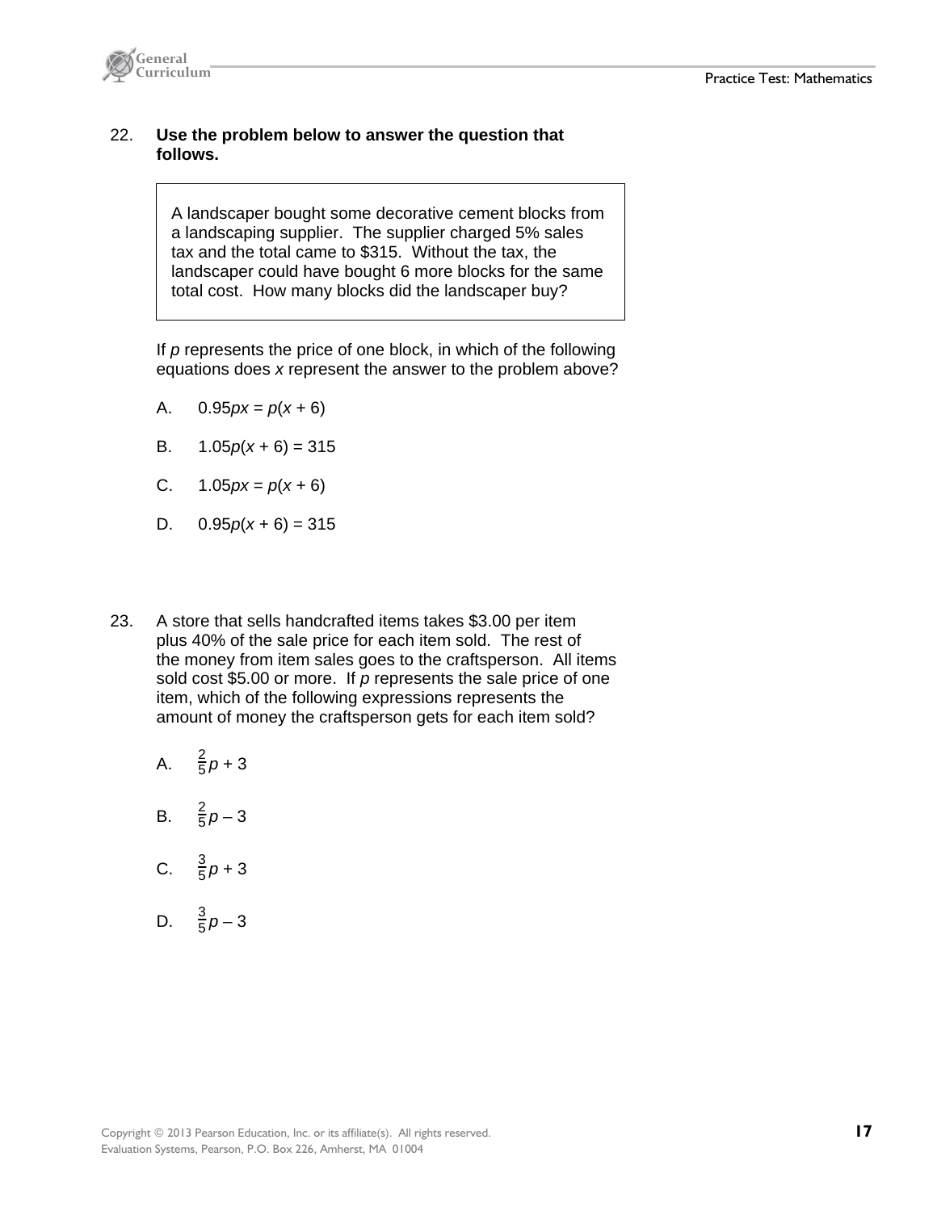22. **Use the problem below to answer the question that follows.**

> A landscaper bought some decorative cement blocks from a landscaping supplier. The supplier charged 5% sales tax and the total came to $315. Without the tax, the landscaper could have bought 6 more blocks for the same total cost. How many blocks did the landscaper buy?

If *p* represents the price of one block, in which of the following equations does *x* represent the answer to the problem above?

A. $0.95px = p(x + 6)$

B. $1.05p(x + 6) = 315$

C. $1.05px = p(x + 6)$

D. $0.95p(x + 6) = 315$

23. A store that sells handcrafted items takes $3.00 per item plus 40% of the sale price for each item sold. The rest of the money from item sales goes to the craftsperson. All items sold cost $5.00 or more. If *p* represents the sale price of one item, which of the following expressions represents the amount of money the craftsperson gets for each item sold?

A. $\frac{2}{5}p + 3$

B. $\frac{2}{5}p - 3$

C. $\frac{3}{5}p + 3$

D. $\frac{3}{5}p - 3$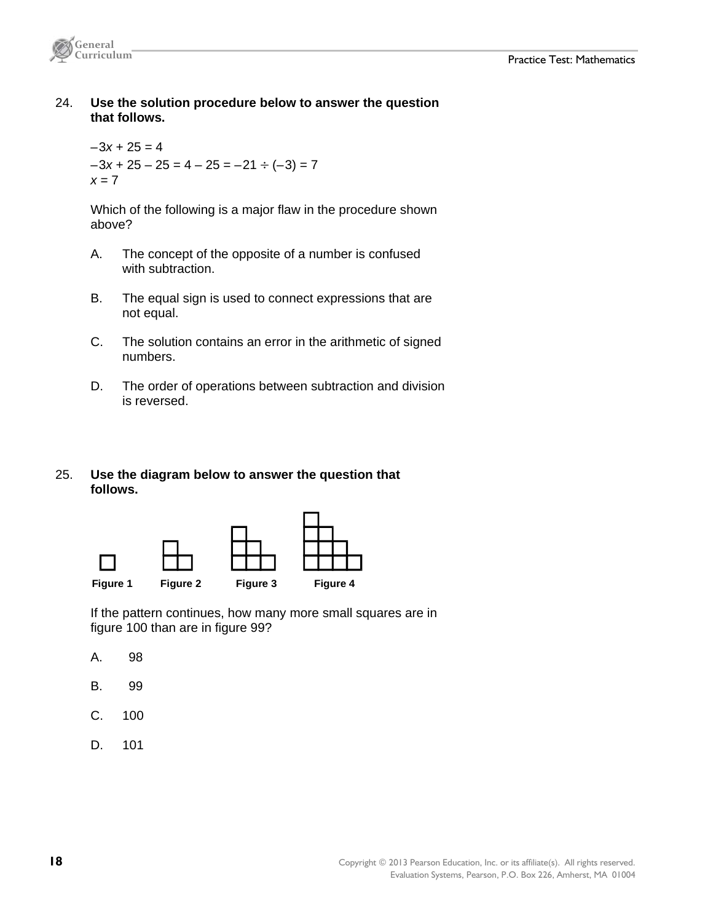24. **Use the solution procedure below to answer the question that follows.**

    $-3x + 25 = 4$
    $-3x + 25 - 25 = 4 - 25 = -21 \div (-3) = 7$
    $x = 7$

    Which of the following is a major flaw in the procedure shown above?

    A. The concept of the opposite of a number is confused with subtraction.

    B. The equal sign is used to connect expressions that are not equal.

    C. The solution contains an error in the arithmetic of signed numbers.

    D. The order of operations between subtraction and division is reversed.

25. **Use the diagram below to answer the question that follows.**

    Figure 1 Figure 2 Figure 3 Figure 4

    If the pattern continues, how many more small squares are in figure 100 than are in figure 99?

    A. 98

    B. 99

    C. 100

    D. 101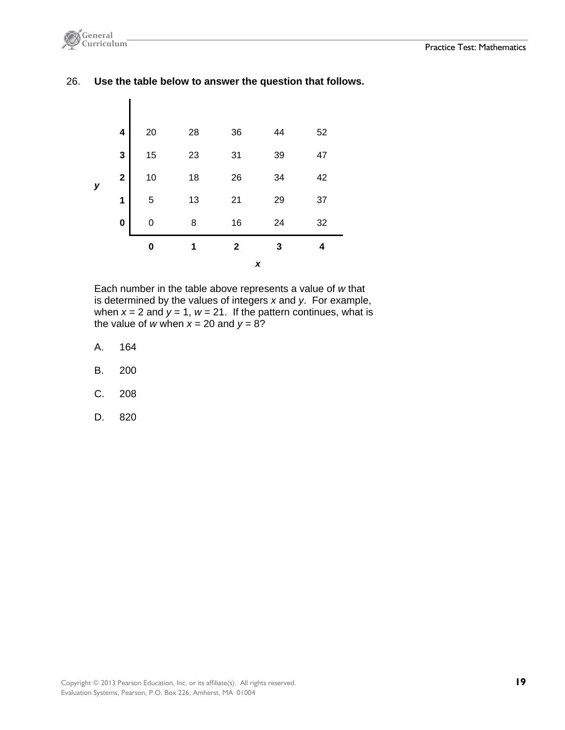26. **Use the table below to answer the question that follows.**

| *y* \ *x* | **0** | **1** | **2** | **3** | **4** |
|---|---|---|---|---|---|
| **4** | 20 | 28 | 36 | 44 | 52 |
| **3** | 15 | 23 | 31 | 39 | 47 |
| **2** | 10 | 18 | 26 | 34 | 42 |
| **1** | 5 | 13 | 21 | 29 | 37 |
| **0** | 0 | 8 | 16 | 24 | 32 |

Each number in the table above represents a value of $w$ that is determined by the values of integers $x$ and $y$. For example, when $x = 2$ and $y = 1$, $w = 21$. If the pattern continues, what is the value of $w$ when $x = 20$ and $y = 8$?

A. 164

B. 200

C. 208

D. 820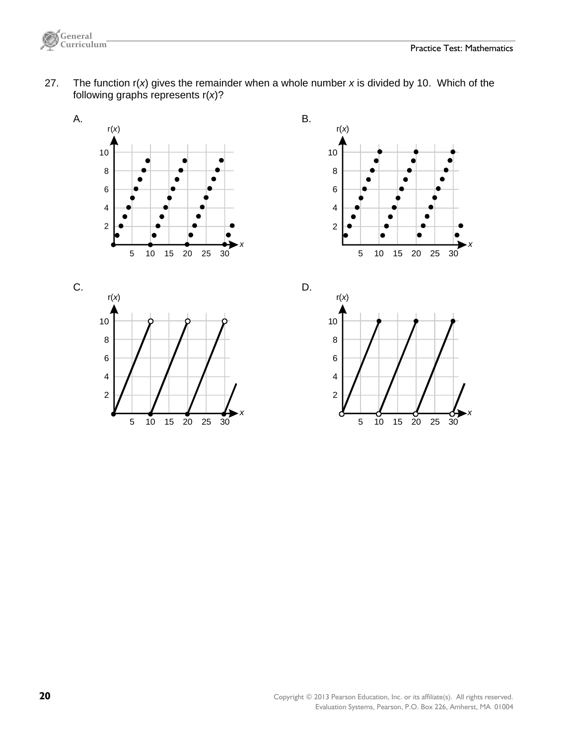27. The function r($x$) gives the remainder when a whole number $x$ is divided by 10. Which of the following graphs represents r($x$)?

A.

B.

C.

D.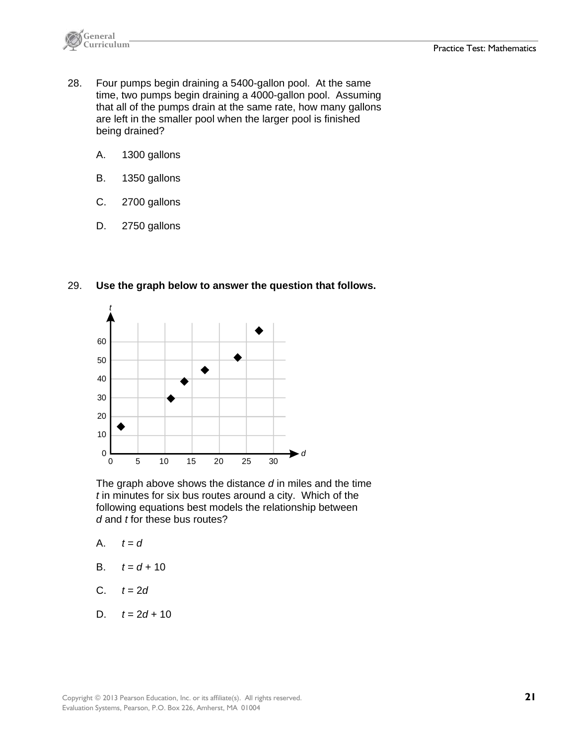28. Four pumps begin draining a 5400-gallon pool. At the same time, two pumps begin draining a 4000-gallon pool. Assuming that all of the pumps drain at the same rate, how many gallons are left in the smaller pool when the larger pool is finished being drained?

A. 1300 gallons

B. 1350 gallons

C. 2700 gallons

D. 2750 gallons

29. **Use the graph below to answer the question that follows.**

The graph above shows the distance *d* in miles and the time *t* in minutes for six bus routes around a city. Which of the following equations best models the relationship between *d* and *t* for these bus routes?

A. $t = d$

B. $t = d + 10$

C. $t = 2d$

D. $t = 2d + 10$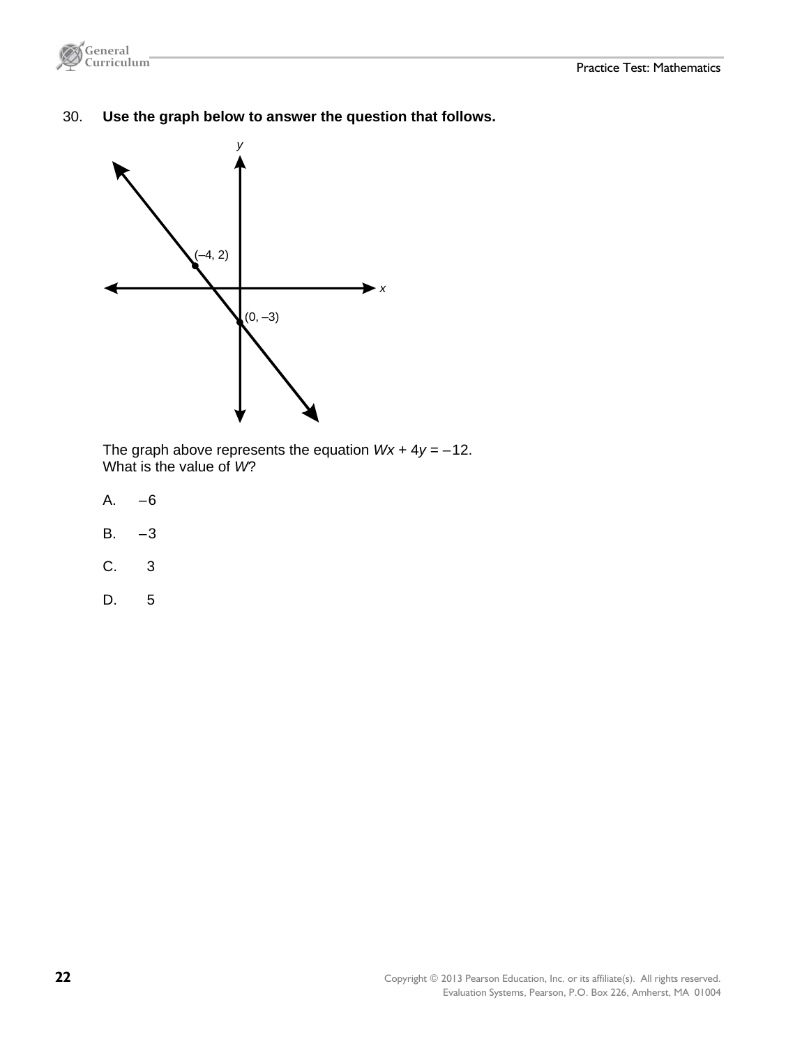30. **Use the graph below to answer the question that follows.**

The graph above represents the equation $Wx + 4y = -12$.
What is the value of $W$?

A. $-6$

B. $-3$

C. $3$

D. $5$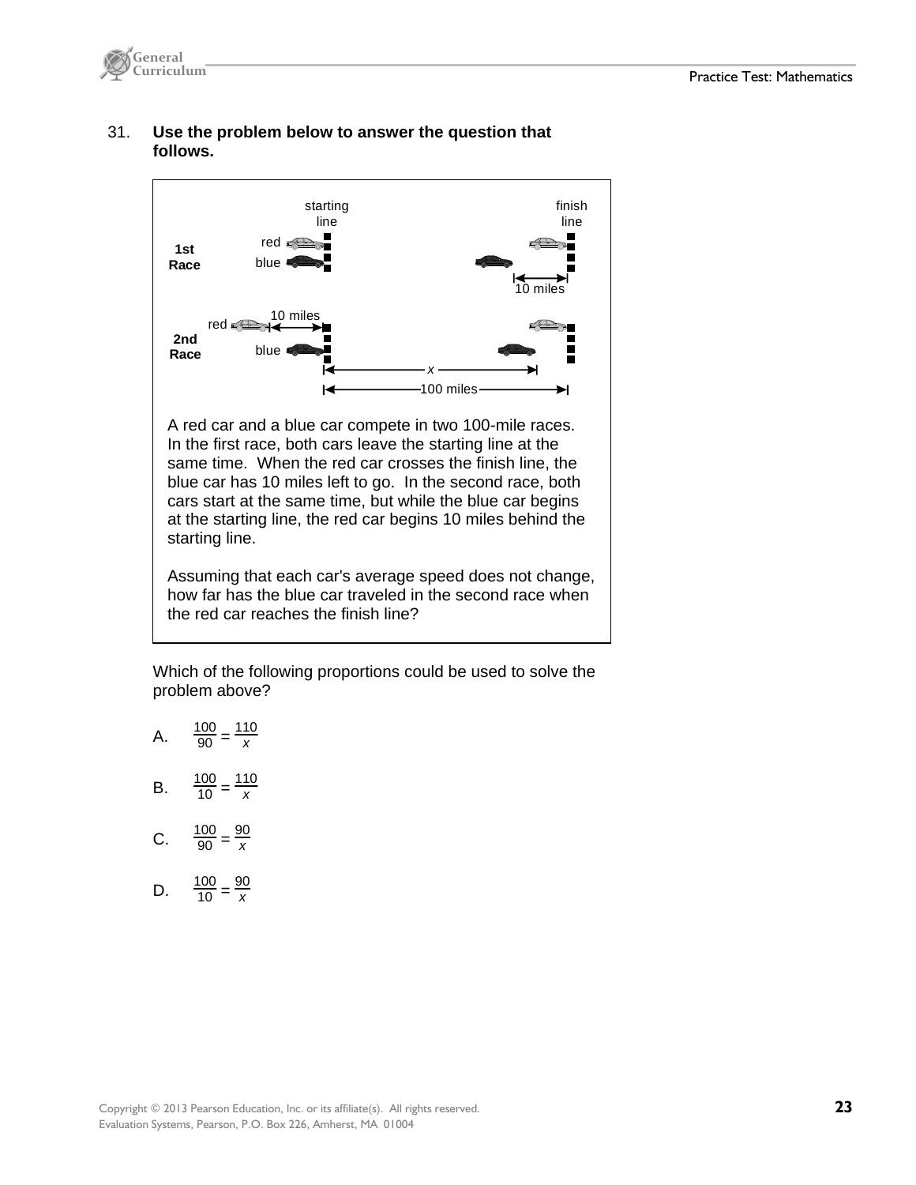31. **Use the problem below to answer the question that follows.**

A red car and a blue car compete in two 100-mile races. In the first race, both cars leave the starting line at the same time. When the red car crosses the finish line, the blue car has 10 miles left to go. In the second race, both cars start at the same time, but while the blue car begins at the starting line, the red car begins 10 miles behind the starting line.

Assuming that each car's average speed does not change, how far has the blue car traveled in the second race when the red car reaches the finish line?

Which of the following proportions could be used to solve the problem above?

A. $\frac{100}{90} = \frac{110}{x}$

B. $\frac{100}{10} = \frac{110}{x}$

C. $\frac{100}{90} = \frac{90}{x}$

D. $\frac{100}{10} = \frac{90}{x}$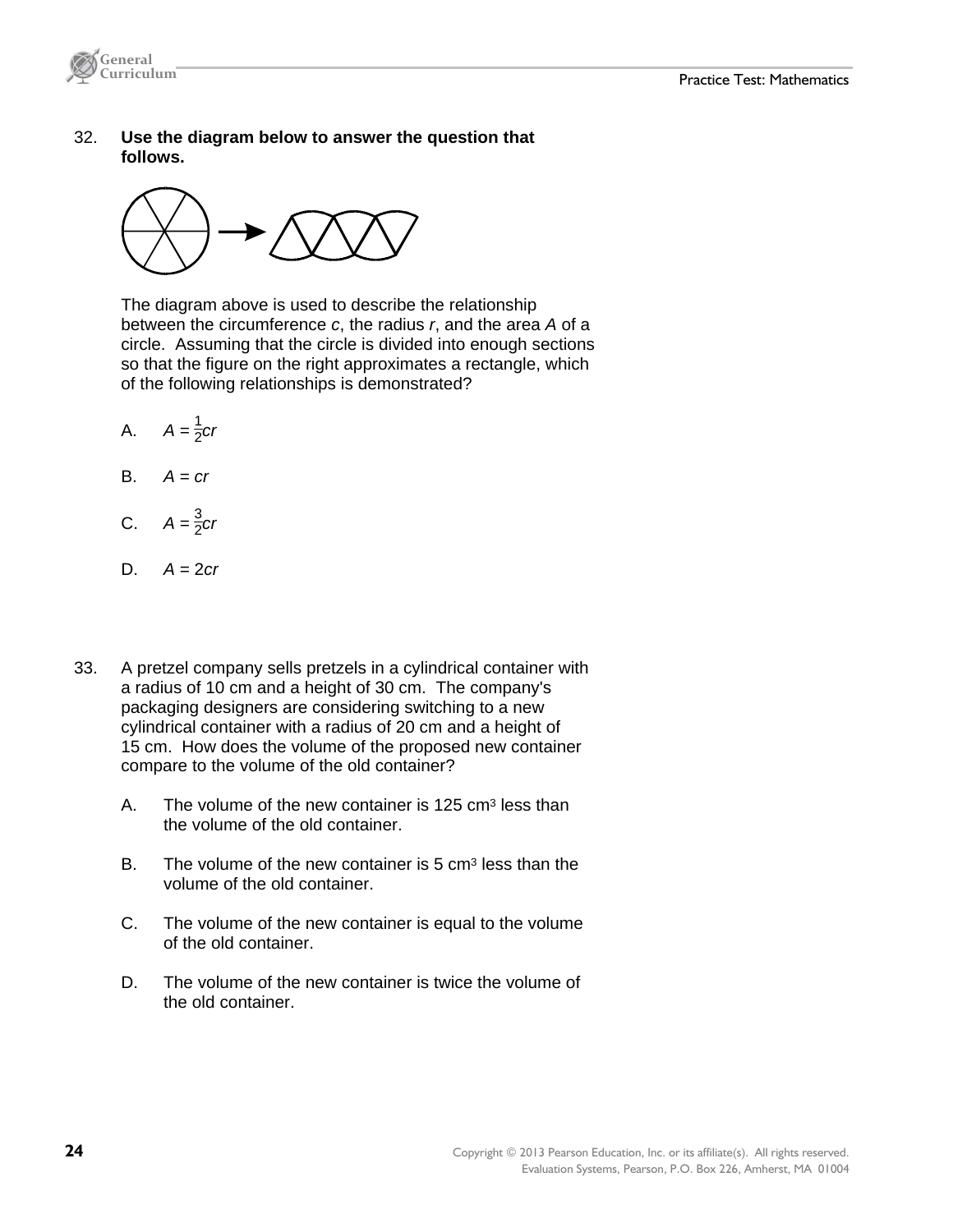32. **Use the diagram below to answer the question that follows.**

The diagram above is used to describe the relationship between the circumference *c*, the radius *r*, and the area *A* of a circle. Assuming that the circle is divided into enough sections so that the figure on the right approximates a rectangle, which of the following relationships is demonstrated?

A. $A = \frac{1}{2}cr$

B. $A = cr$

C. $A = \frac{3}{2}cr$

D. $A = 2cr$

33. A pretzel company sells pretzels in a cylindrical container with a radius of 10 cm and a height of 30 cm. The company's packaging designers are considering switching to a new cylindrical container with a radius of 20 cm and a height of 15 cm. How does the volume of the proposed new container compare to the volume of the old container?

A. The volume of the new container is 125 $cm^3$ less than the volume of the old container.

B. The volume of the new container is 5 $cm^3$ less than the volume of the old container.

C. The volume of the new container is equal to the volume of the old container.

D. The volume of the new container is twice the volume of the old container.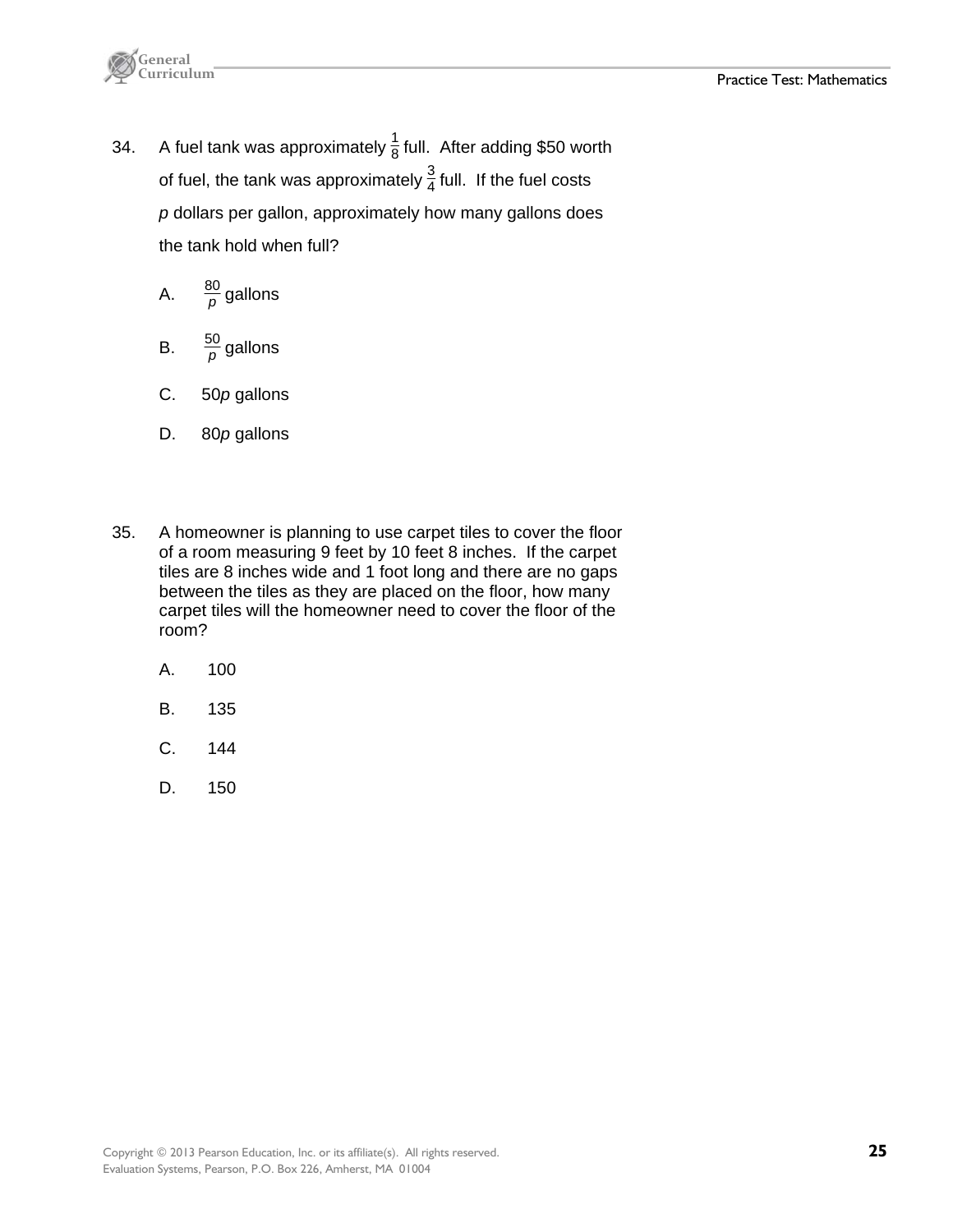34. A fuel tank was approximately $\frac{1}{8}$ full. After adding $50 worth of fuel, the tank was approximately $\frac{3}{4}$ full. If the fuel costs *p* dollars per gallon, approximately how many gallons does the tank hold when full?

A. $\frac{80}{p}$ gallons

B. $\frac{50}{p}$ gallons

C. $50p$ gallons

D. $80p$ gallons

35. A homeowner is planning to use carpet tiles to cover the floor of a room measuring 9 feet by 10 feet 8 inches. If the carpet tiles are 8 inches wide and 1 foot long and there are no gaps between the tiles as they are placed on the floor, how many carpet tiles will the homeowner need to cover the floor of the room?

A. 100

B. 135

C. 144

D. 150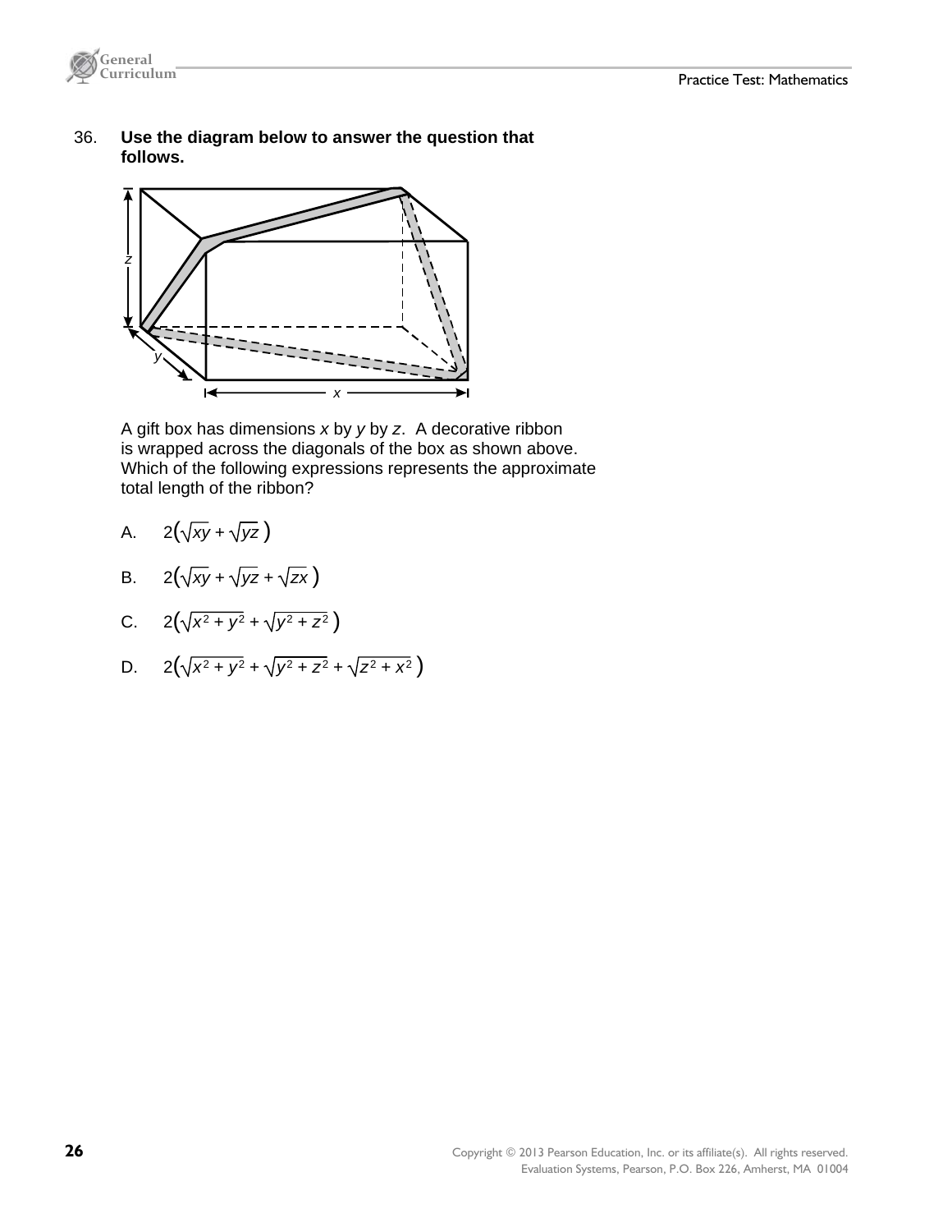36. **Use the diagram below to answer the question that follows.**

A gift box has dimensions $x$ by $y$ by $z$. A decorative ribbon is wrapped across the diagonals of the box as shown above. Which of the following expressions represents the approximate total length of the ribbon?

A. $2\left(\sqrt{xy} + \sqrt{yz}\right)$

B. $2\left(\sqrt{xy} + \sqrt{yz} + \sqrt{zx}\right)$

C. $2\left(\sqrt{x^2 + y^2} + \sqrt{y^2 + z^2}\right)$

D. $2\left(\sqrt{x^2 + y^2} + \sqrt{y^2 + z^2} + \sqrt{z^2 + x^2}\right)$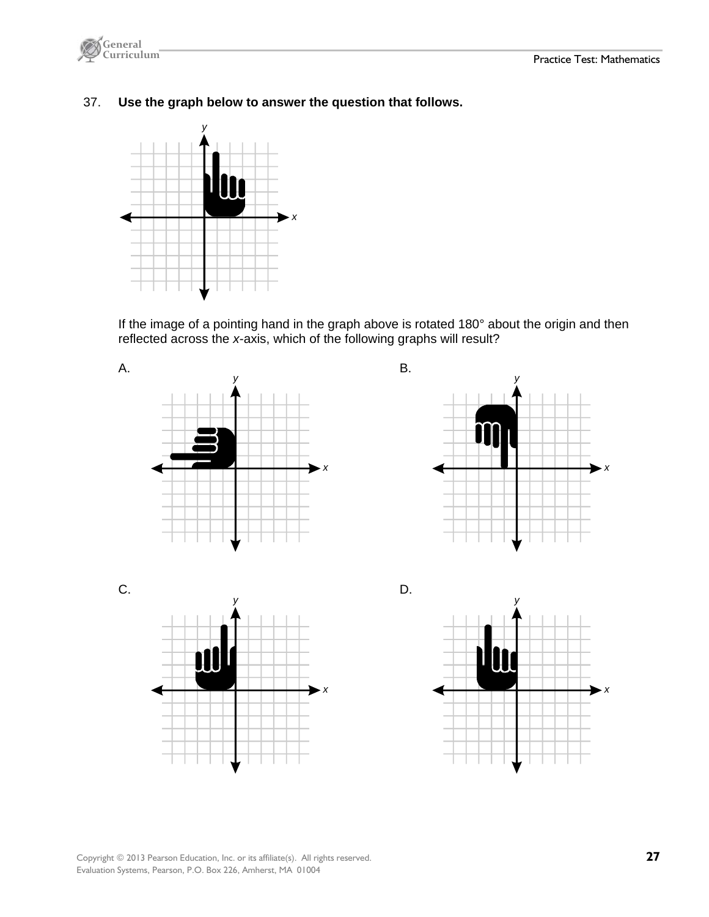37. **Use the graph below to answer the question that follows.**

If the image of a pointing hand in the graph above is rotated 180° about the origin and then reflected across the *x*-axis, which of the following graphs will result?

A.

B.

C.

D.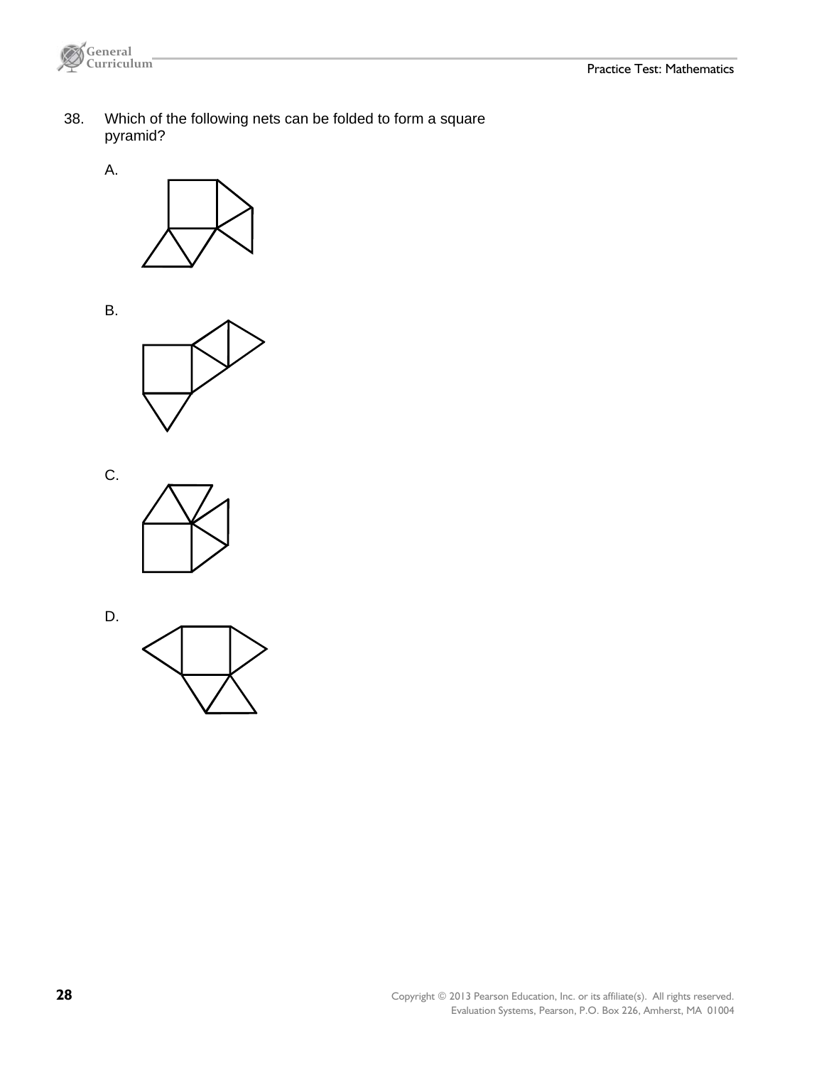38. Which of the following nets can be folded to form a square pyramid?

A.

B.

C.

D.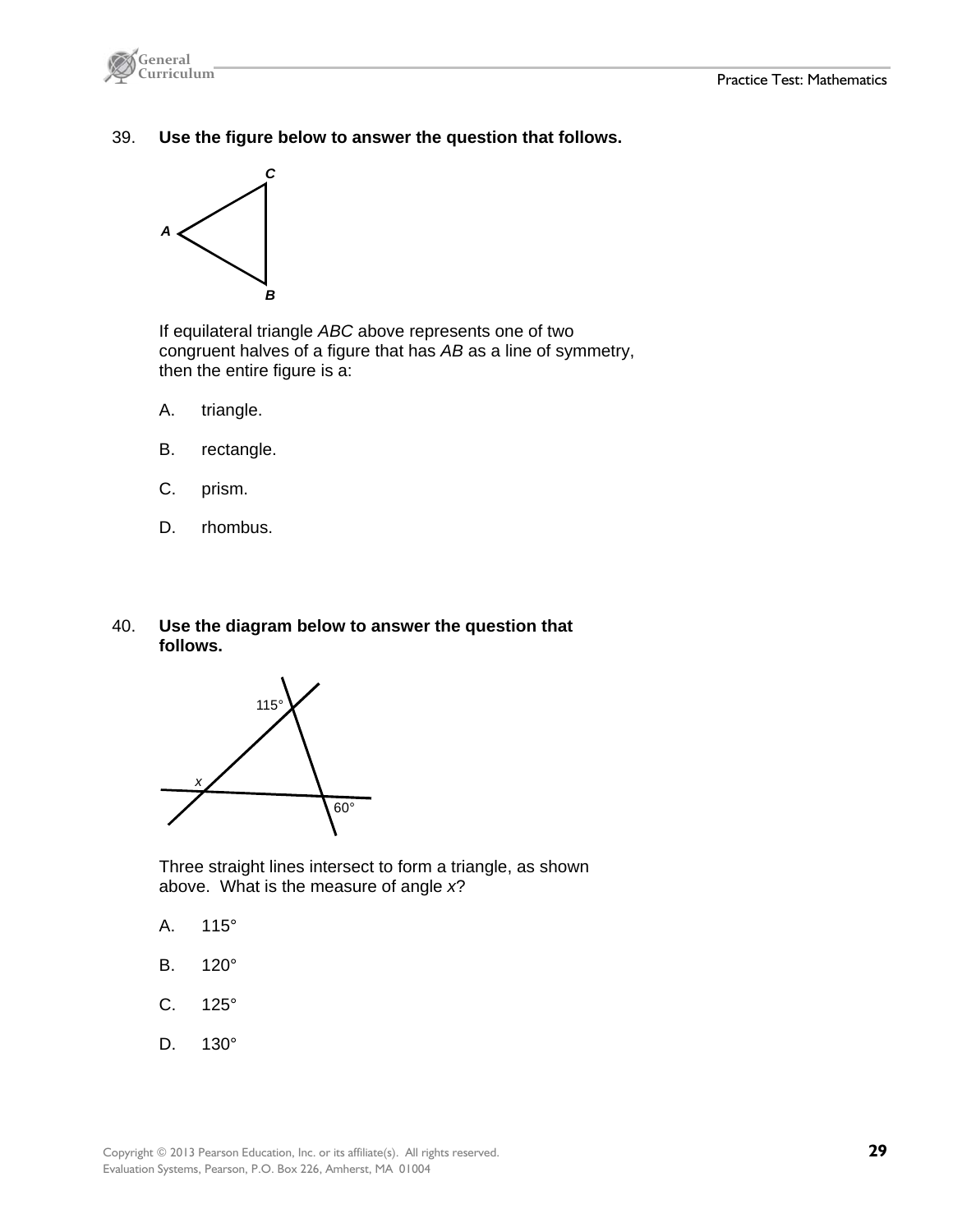39. **Use the figure below to answer the question that follows.**

If equilateral triangle *ABC* above represents one of two congruent halves of a figure that has *AB* as a line of symmetry, then the entire figure is a:

A. triangle.

B. rectangle.

C. prism.

D. rhombus.

40. **Use the diagram below to answer the question that follows.**

Three straight lines intersect to form a triangle, as shown above. What is the measure of angle *x*?

A. 115°

B. 120°

C. 125°

D. 130°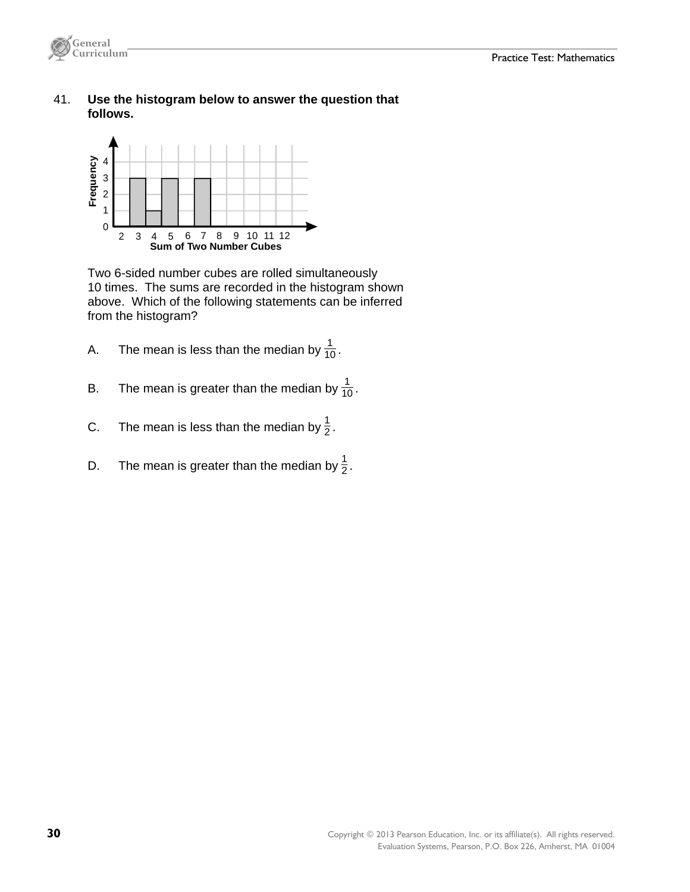41. **Use the histogram below to answer the question that follows.**

Two 6-sided number cubes are rolled simultaneously 10 times. The sums are recorded in the histogram shown above. Which of the following statements can be inferred from the histogram?

A. The mean is less than the median by $\frac{1}{10}$.

B. The mean is greater than the median by $\frac{1}{10}$.

C. The mean is less than the median by $\frac{1}{2}$.

D. The mean is greater than the median by $\frac{1}{2}$.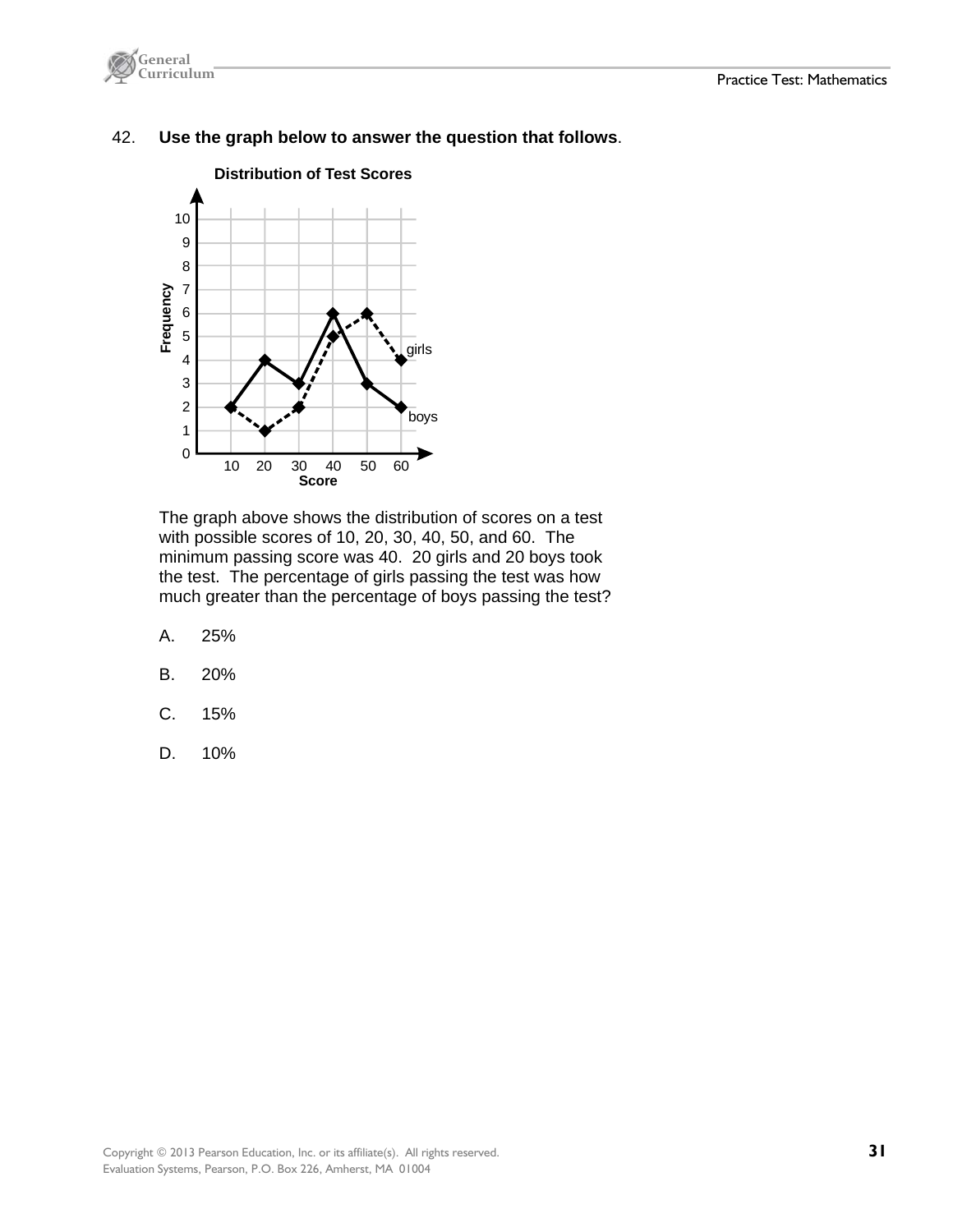42. **Use the graph below to answer the question that follows**.

The graph above shows the distribution of scores on a test with possible scores of 10, 20, 30, 40, 50, and 60. The minimum passing score was 40. 20 girls and 20 boys took the test. The percentage of girls passing the test was how much greater than the percentage of boys passing the test?

A. 25%

B. 20%

C. 15%

D. 10%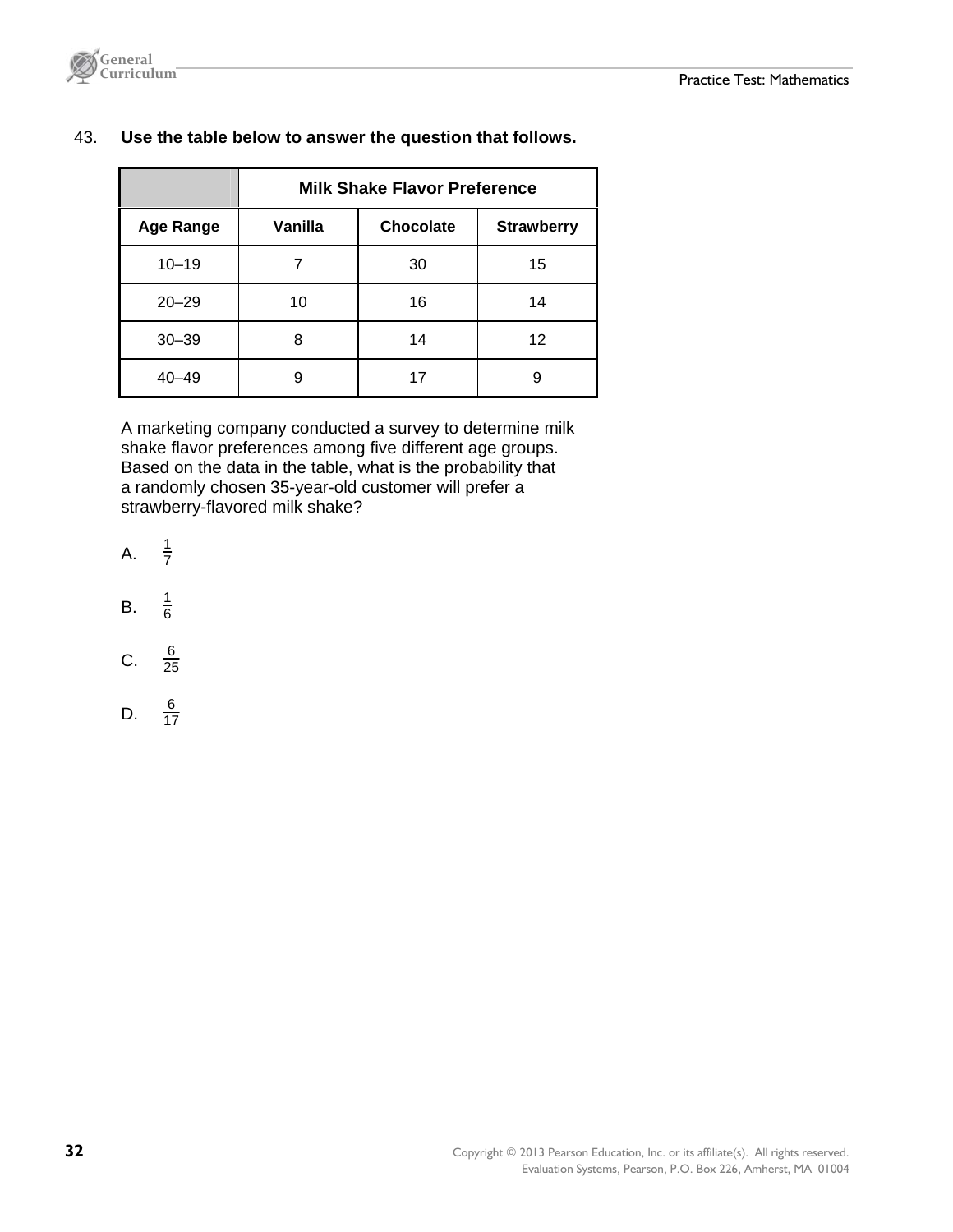43. **Use the table below to answer the question that follows.**

| | Milk Shake Flavor Preference | | |
|---|---|---|---|
| **Age Range** | **Vanilla** | **Chocolate** | **Strawberry** |
| 10–19 | 7 | 30 | 15 |
| 20–29 | 10 | 16 | 14 |
| 30–39 | 8 | 14 | 12 |
| 40–49 | 9 | 17 | 9 |

A marketing company conducted a survey to determine milk shake flavor preferences among five different age groups. Based on the data in the table, what is the probability that a randomly chosen 35-year-old customer will prefer a strawberry-flavored milk shake?

A. $\frac{1}{7}$

B. $\frac{1}{6}$

C. $\frac{6}{25}$

D. $\frac{6}{17}$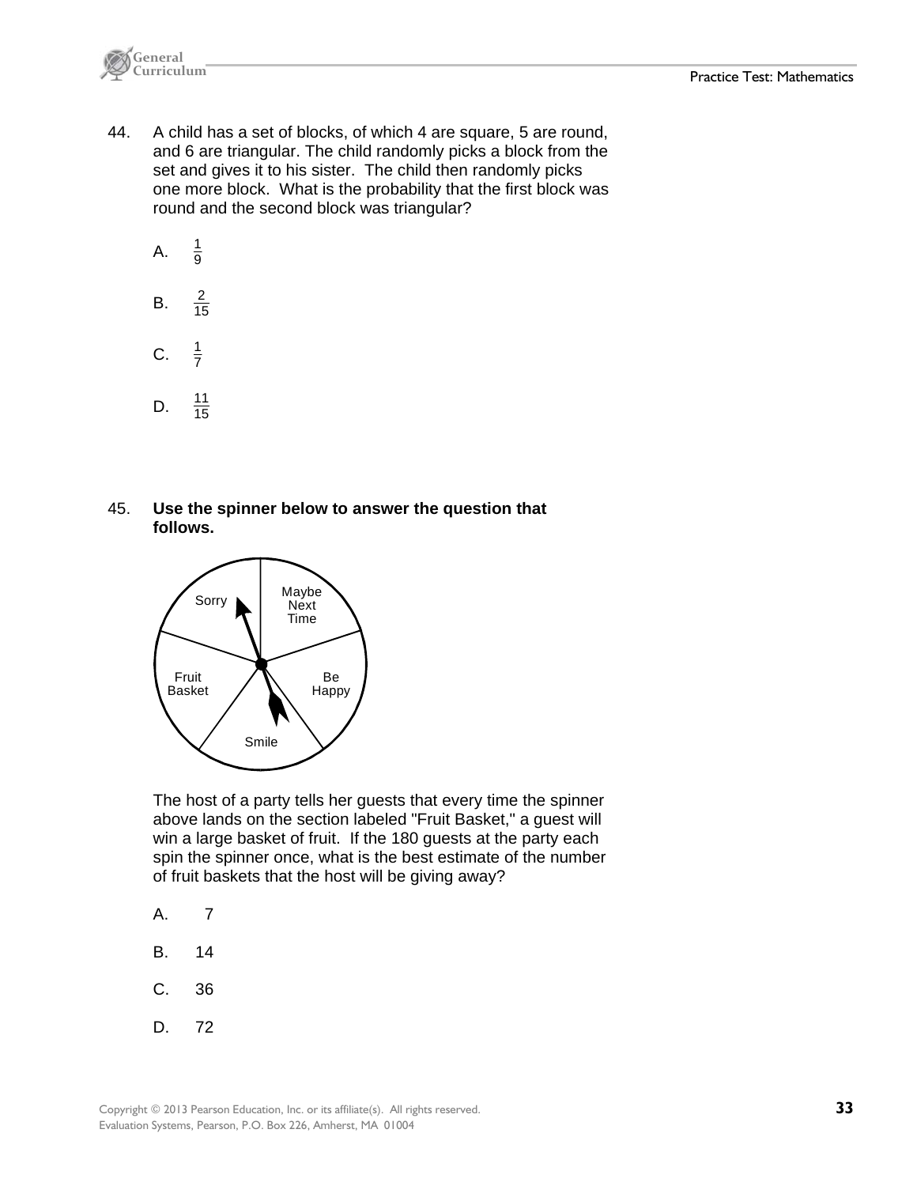44. A child has a set of blocks, of which 4 are square, 5 are round, and 6 are triangular. The child randomly picks a block from the set and gives it to his sister. The child then randomly picks one more block. What is the probability that the first block was round and the second block was triangular?

   A. $\frac{1}{9}$

   B. $\frac{2}{15}$

   C. $\frac{1}{7}$

   D. $\frac{11}{15}$

45. **Use the spinner below to answer the question that follows.**

   Sorry | Maybe Next Time | Be Happy | Smile | Fruit Basket

   The host of a party tells her guests that every time the spinner above lands on the section labeled "Fruit Basket," a guest will win a large basket of fruit. If the 180 guests at the party each spin the spinner once, what is the best estimate of the number of fruit baskets that the host will be giving away?

   A. 7

   B. 14

   C. 36

   D. 72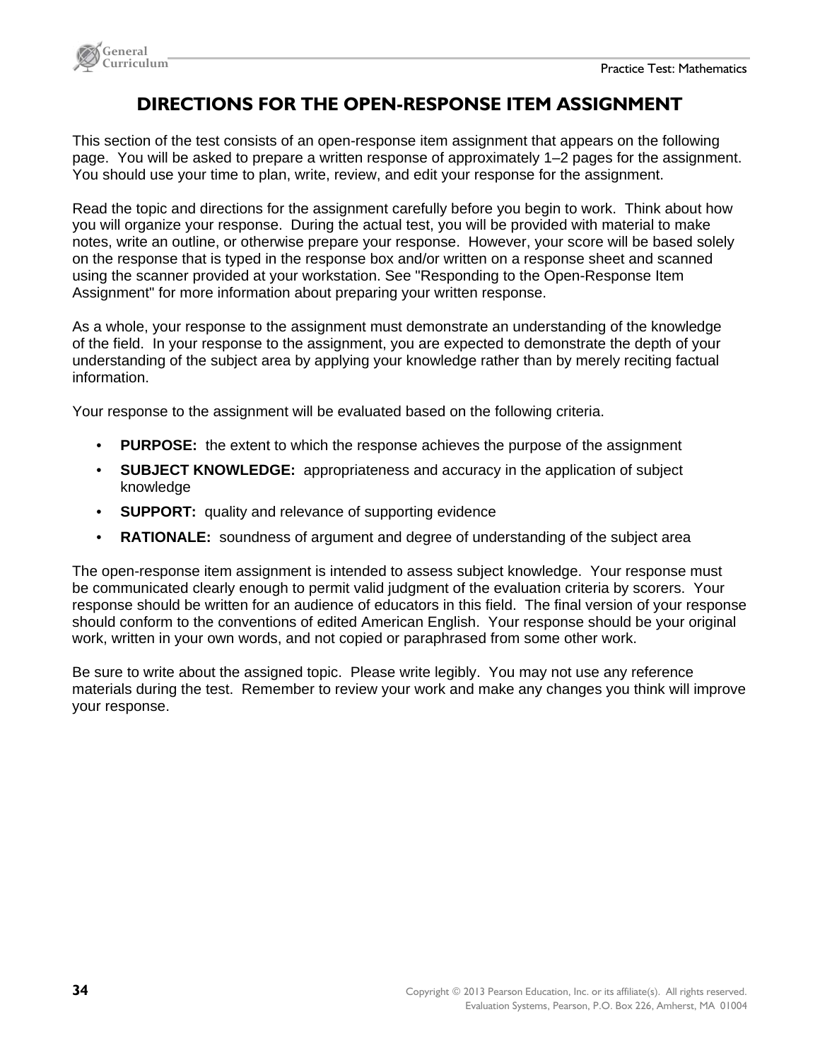# DIRECTIONS FOR THE OPEN-RESPONSE ITEM ASSIGNMENT

This section of the test consists of an open-response item assignment that appears on the following page. You will be asked to prepare a written response of approximately 1–2 pages for the assignment. You should use your time to plan, write, review, and edit your response for the assignment.

Read the topic and directions for the assignment carefully before you begin to work. Think about how you will organize your response. During the actual test, you will be provided with material to make notes, write an outline, or otherwise prepare your response. However, your score will be based solely on the response that is typed in the response box and/or written on a response sheet and scanned using the scanner provided at your workstation. See "Responding to the Open-Response Item Assignment" for more information about preparing your written response.

As a whole, your response to the assignment must demonstrate an understanding of the knowledge of the field. In your response to the assignment, you are expected to demonstrate the depth of your understanding of the subject area by applying your knowledge rather than by merely reciting factual information.

Your response to the assignment will be evaluated based on the following criteria.

- **PURPOSE:** the extent to which the response achieves the purpose of the assignment
- **SUBJECT KNOWLEDGE:** appropriateness and accuracy in the application of subject knowledge
- **SUPPORT:** quality and relevance of supporting evidence
- **RATIONALE:** soundness of argument and degree of understanding of the subject area

The open-response item assignment is intended to assess subject knowledge. Your response must be communicated clearly enough to permit valid judgment of the evaluation criteria by scorers. Your response should be written for an audience of educators in this field. The final version of your response should conform to the conventions of edited American English. Your response should be your original work, written in your own words, and not copied or paraphrased from some other work.

Be sure to write about the assigned topic. Please write legibly. You may not use any reference materials during the test. Remember to review your work and make any changes you think will improve your response.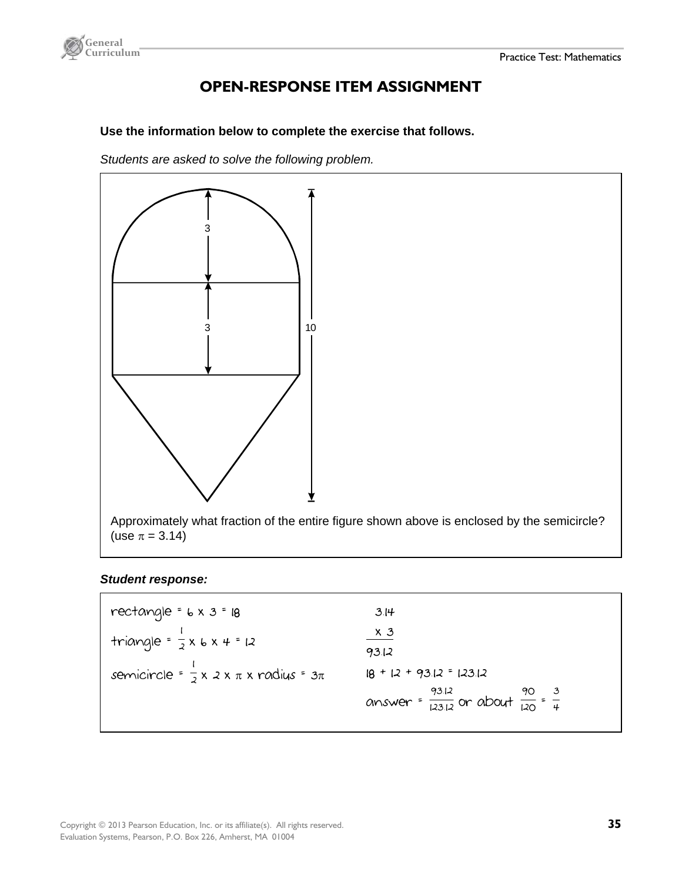# OPEN-RESPONSE ITEM ASSIGNMENT

**Use the information below to complete the exercise that follows.**

*Students are asked to solve the following problem.*

3

3

10

Approximately what fraction of the entire figure shown above is enclosed by the semicircle? (use $\pi = 3.14$)

***Student response:***

rectangle = $6 \times 3 = 18$

triangle = $\frac{1}{2} \times 6 \times 4 = 12$

semicircle = $\frac{1}{2} \times 2 \times \pi \times \text{radius} = 3\pi$

$$\begin{array}{r} 3.14 \\ \times\ 3 \\ \hline 93.12 \end{array}$$

$18 + 12 + 93.12 = 123.12$

answer = $\frac{93.12}{123.12}$ or about $\frac{90}{120} = \frac{3}{4}$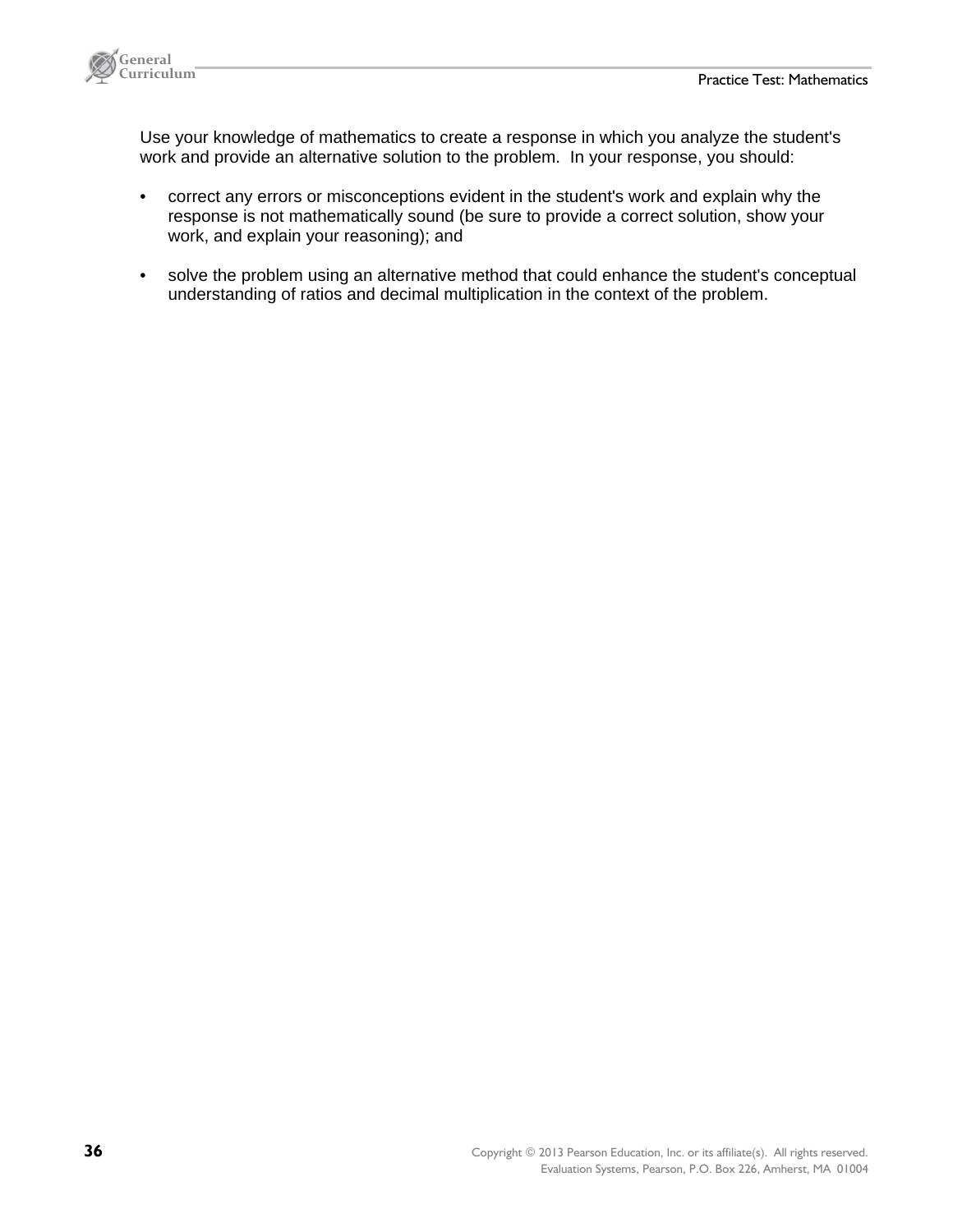Use your knowledge of mathematics to create a response in which you analyze the student's work and provide an alternative solution to the problem. In your response, you should:

- correct any errors or misconceptions evident in the student's work and explain why the response is not mathematically sound (be sure to provide a correct solution, show your work, and explain your reasoning); and
- solve the problem using an alternative method that could enhance the student's conceptual understanding of ratios and decimal multiplication in the context of the problem.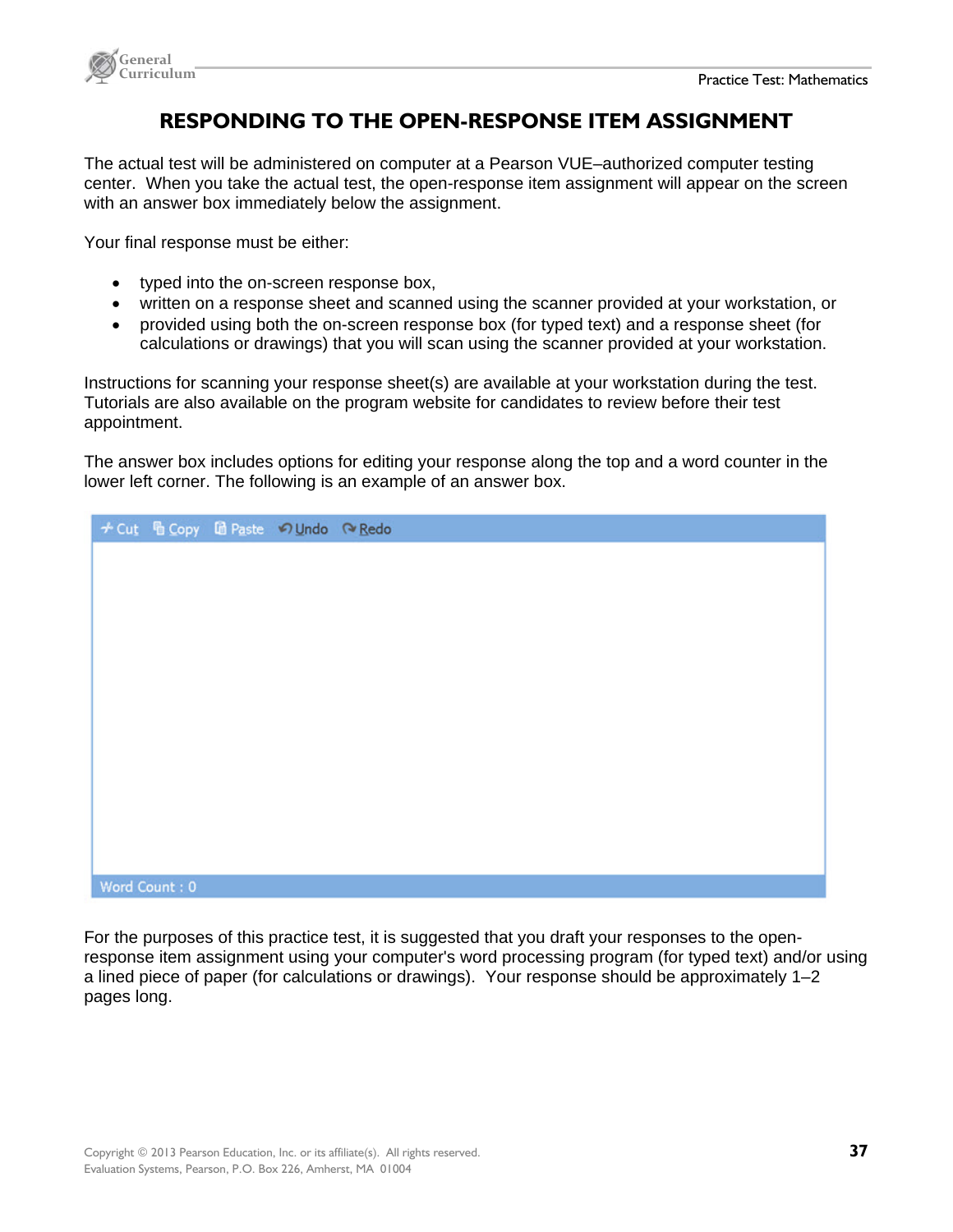# RESPONDING TO THE OPEN-RESPONSE ITEM ASSIGNMENT

The actual test will be administered on computer at a Pearson VUE–authorized computer testing center. When you take the actual test, the open-response item assignment will appear on the screen with an answer box immediately below the assignment.

Your final response must be either:

- typed into the on-screen response box,
- written on a response sheet and scanned using the scanner provided at your workstation, or
- provided using both the on-screen response box (for typed text) and a response sheet (for calculations or drawings) that you will scan using the scanner provided at your workstation.

Instructions for scanning your response sheet(s) are available at your workstation during the test. Tutorials are also available on the program website for candidates to review before their test appointment.

The answer box includes options for editing your response along the top and a word counter in the lower left corner. The following is an example of an answer box.

| Cut | Copy | Paste | Undo | Redo |
|---|---|---|---|---|
| | | | | |
| Word Count : 0 | | | | |

For the purposes of this practice test, it is suggested that you draft your responses to the open-response item assignment using your computer's word processing program (for typed text) and/or using a lined piece of paper (for calculations or drawings). Your response should be approximately 1–2 pages long.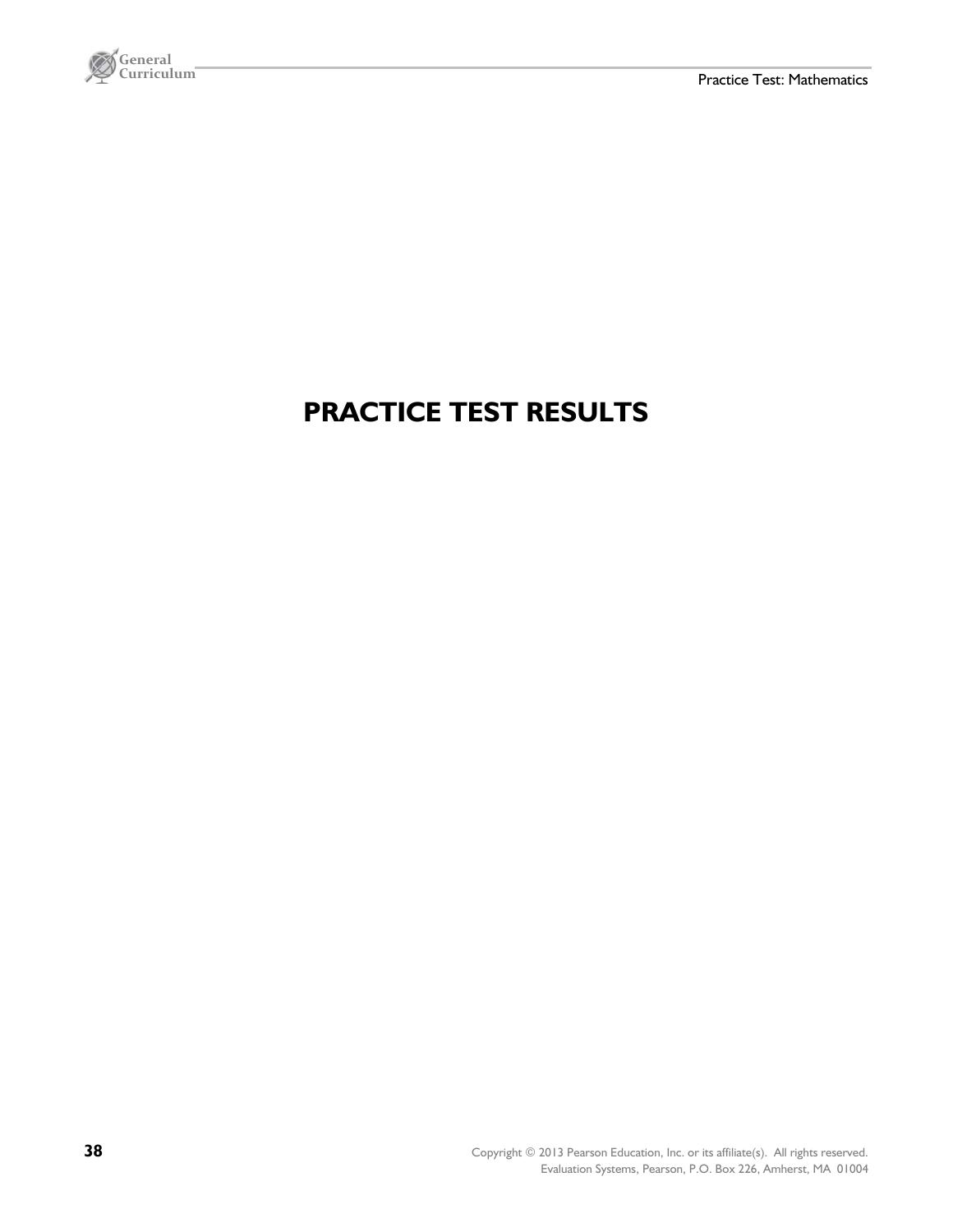# PRACTICE TEST RESULTS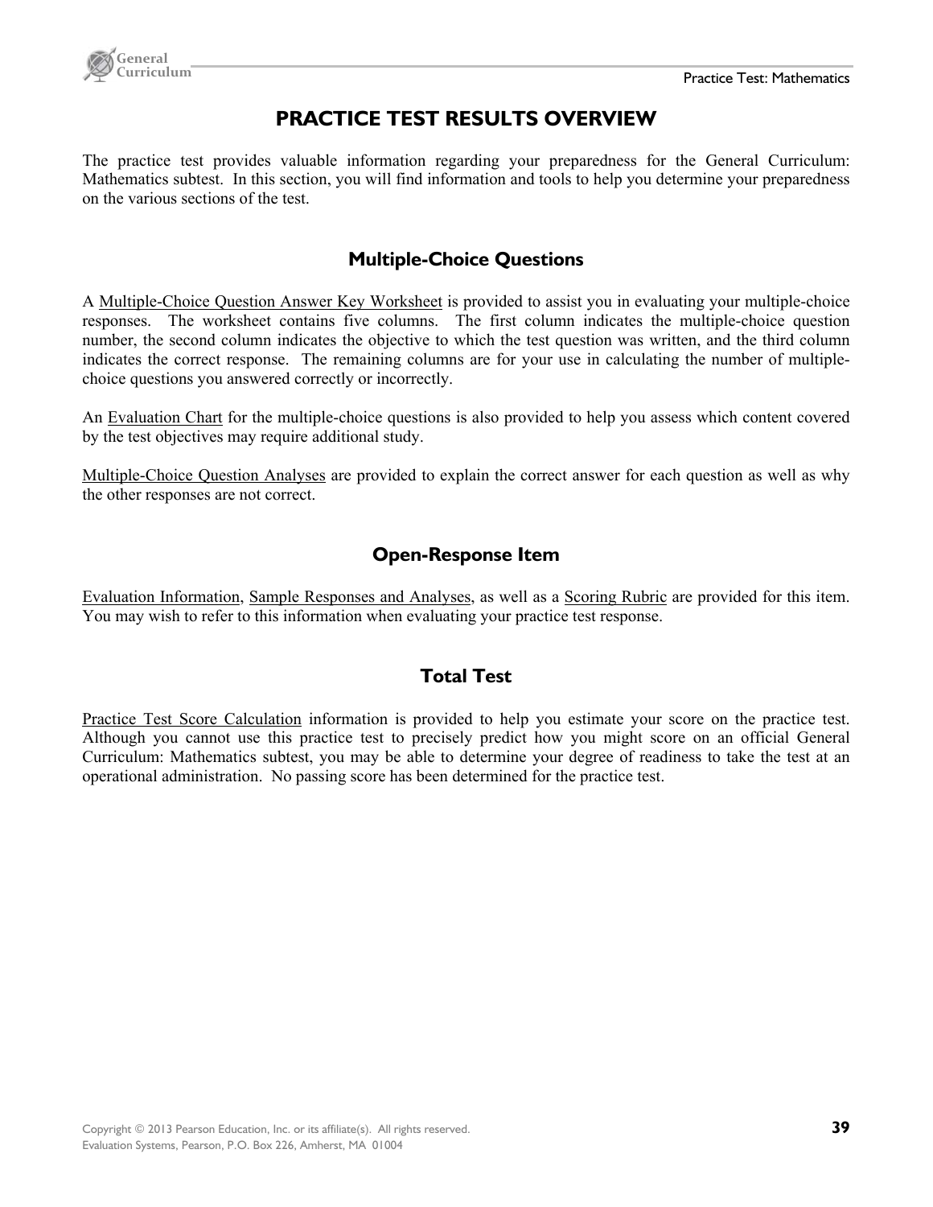# PRACTICE TEST RESULTS OVERVIEW

The practice test provides valuable information regarding your preparedness for the General Curriculum: Mathematics subtest. In this section, you will find information and tools to help you determine your preparedness on the various sections of the test.

## Multiple-Choice Questions

A Multiple-Choice Question Answer Key Worksheet is provided to assist you in evaluating your multiple-choice responses. The worksheet contains five columns. The first column indicates the multiple-choice question number, the second column indicates the objective to which the test question was written, and the third column indicates the correct response. The remaining columns are for your use in calculating the number of multiple-choice questions you answered correctly or incorrectly.

An Evaluation Chart for the multiple-choice questions is also provided to help you assess which content covered by the test objectives may require additional study.

Multiple-Choice Question Analyses are provided to explain the correct answer for each question as well as why the other responses are not correct.

## Open-Response Item

Evaluation Information, Sample Responses and Analyses, as well as a Scoring Rubric are provided for this item. You may wish to refer to this information when evaluating your practice test response.

## Total Test

Practice Test Score Calculation information is provided to help you estimate your score on the practice test. Although you cannot use this practice test to precisely predict how you might score on an official General Curriculum: Mathematics subtest, you may be able to determine your degree of readiness to take the test at an operational administration. No passing score has been determined for the practice test.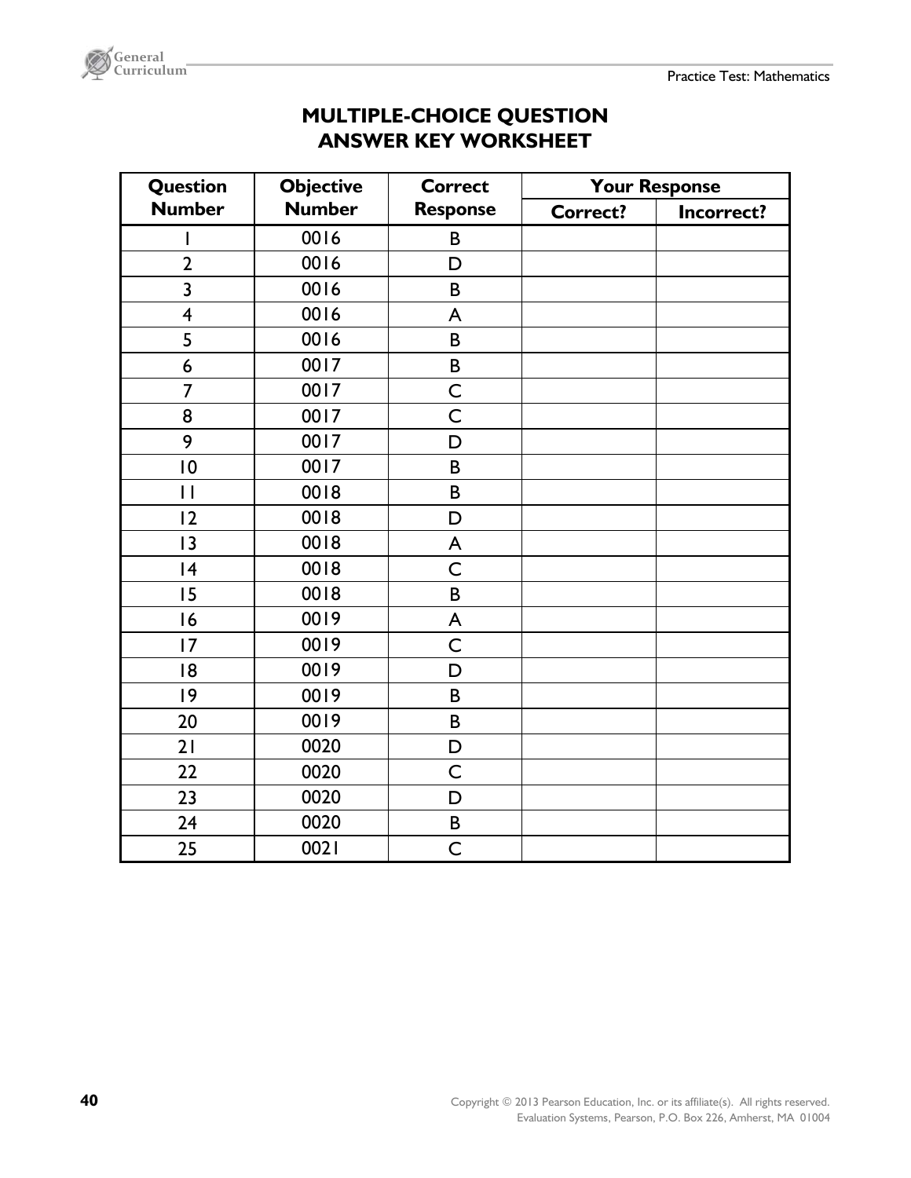# MULTIPLE-CHOICE QUESTION ANSWER KEY WORKSHEET

| Question Number | Objective Number | Correct Response | Your Response | |
|---|---|---|---|---|
| | | | Correct? | Incorrect? |
| 1 | 0016 | B | | |
| 2 | 0016 | D | | |
| 3 | 0016 | B | | |
| 4 | 0016 | A | | |
| 5 | 0016 | B | | |
| 6 | 0017 | B | | |
| 7 | 0017 | C | | |
| 8 | 0017 | C | | |
| 9 | 0017 | D | | |
| 10 | 0017 | B | | |
| 11 | 0018 | B | | |
| 12 | 0018 | D | | |
| 13 | 0018 | A | | |
| 14 | 0018 | C | | |
| 15 | 0018 | B | | |
| 16 | 0019 | A | | |
| 17 | 0019 | C | | |
| 18 | 0019 | D | | |
| 19 | 0019 | B | | |
| 20 | 0019 | B | | |
| 21 | 0020 | D | | |
| 22 | 0020 | C | | |
| 23 | 0020 | D | | |
| 24 | 0020 | B | | |
| 25 | 0021 | C | | |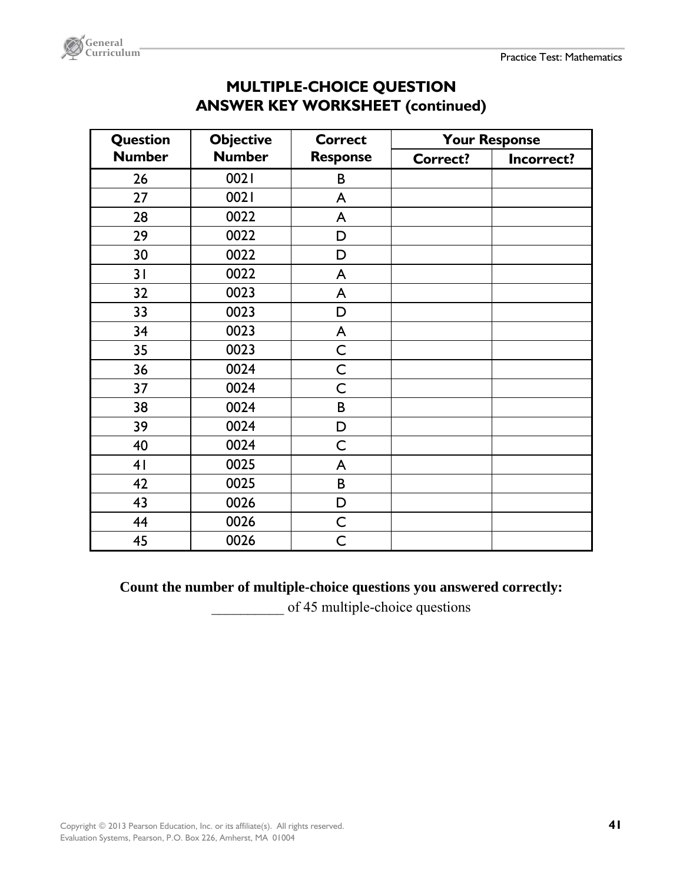## MULTIPLE-CHOICE QUESTION ANSWER KEY WORKSHEET (continued)

| Question Number | Objective Number | Correct Response | Your Response | |
|---|---|---|---|---|
| | | | Correct? | Incorrect? |
| 26 | 0021 | B | | |
| 27 | 0021 | A | | |
| 28 | 0022 | A | | |
| 29 | 0022 | D | | |
| 30 | 0022 | D | | |
| 31 | 0022 | A | | |
| 32 | 0023 | A | | |
| 33 | 0023 | D | | |
| 34 | 0023 | A | | |
| 35 | 0023 | C | | |
| 36 | 0024 | C | | |
| 37 | 0024 | C | | |
| 38 | 0024 | B | | |
| 39 | 0024 | D | | |
| 40 | 0024 | C | | |
| 41 | 0025 | A | | |
| 42 | 0025 | B | | |
| 43 | 0026 | D | | |
| 44 | 0026 | C | | |
| 45 | 0026 | C | | |

**Count the number of multiple-choice questions you answered correctly:**

__________ of 45 multiple-choice questions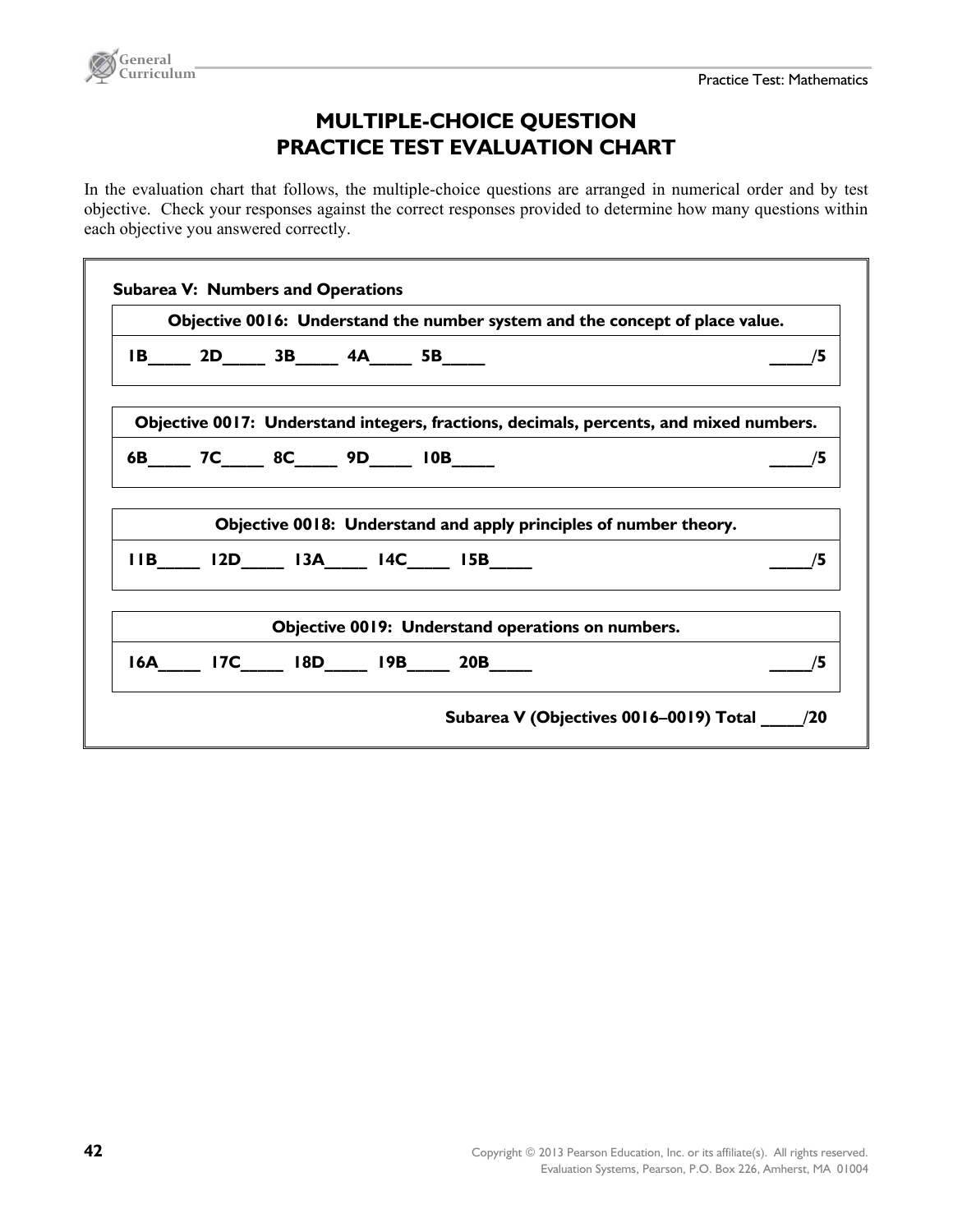# MULTIPLE-CHOICE QUESTION
# PRACTICE TEST EVALUATION CHART

In the evaluation chart that follows, the multiple-choice questions are arranged in numerical order and by test objective. Check your responses against the correct responses provided to determine how many questions within each objective you answered correctly.

**Subarea V: Numbers and Operations**

| **Objective 0016: Understand the number system and the concept of place value.** | |
|---|---|
| **1B____ 2D____ 3B____ 4A____ 5B____** | **____/5** |

| **Objective 0017: Understand integers, fractions, decimals, percents, and mixed numbers.** | |
|---|---|
| **6B____ 7C____ 8C____ 9D____ 10B____** | **____/5** |

| **Objective 0018: Understand and apply principles of number theory.** | |
|---|---|
| **11B____ 12D____ 13A____ 14C____ 15B____** | **____/5** |

| **Objective 0019: Understand operations on numbers.** | |
|---|---|
| **16A____ 17C____ 18D____ 19B____ 20B____** | **____/5** |

**Subarea V (Objectives 0016–0019) Total ____/20**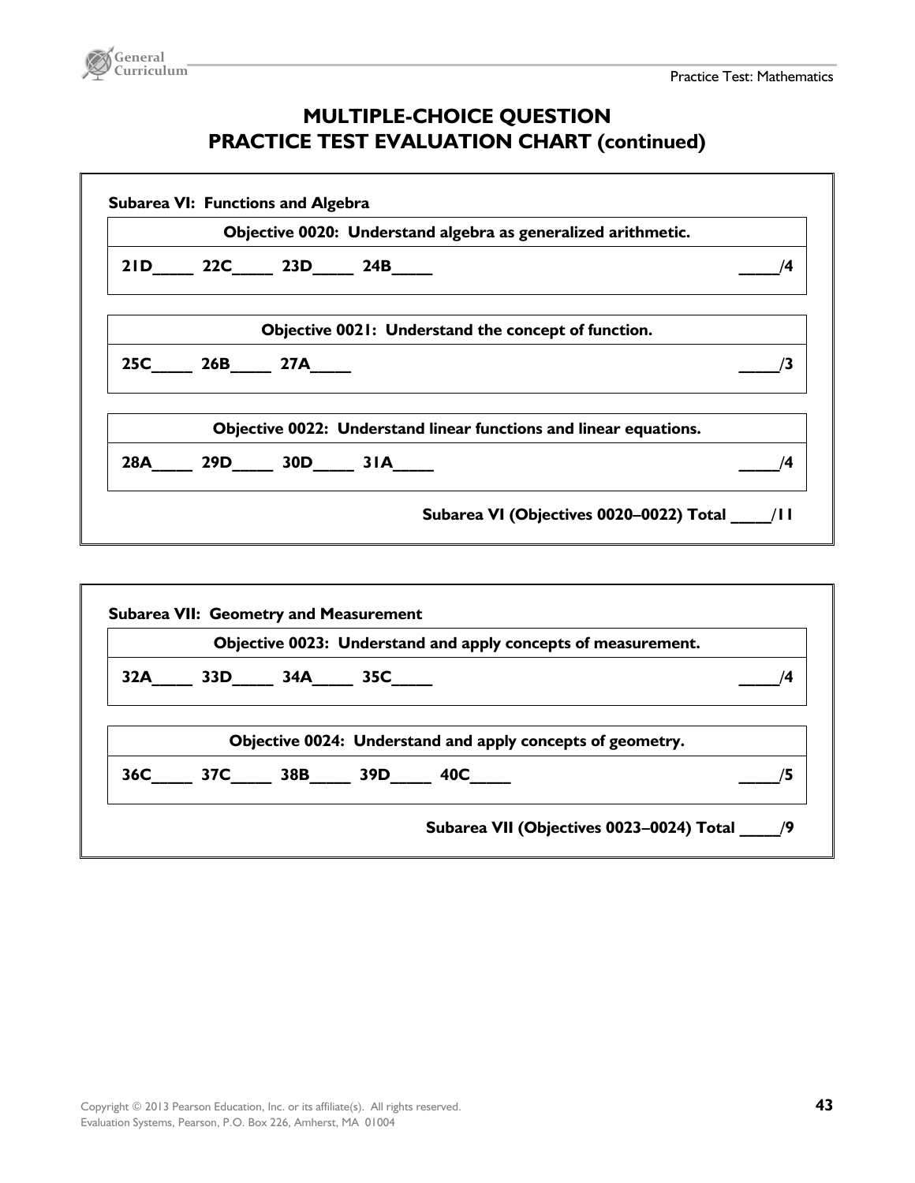## MULTIPLE-CHOICE QUESTION
## PRACTICE TEST EVALUATION CHART (continued)

**Subarea VI: Functions and Algebra**

**Objective 0020: Understand algebra as generalized arithmetic.**

**21D____ 22C____ 23D____ 24B____** **____/4**

**Objective 0021: Understand the concept of function.**

**25C____ 26B____ 27A____** **____/3**

**Objective 0022: Understand linear functions and linear equations.**

**28A____ 29D____ 30D____ 31A____** **____/4**

**Subarea VI (Objectives 0020–0022) Total ____/11**

**Subarea VII: Geometry and Measurement**

**Objective 0023: Understand and apply concepts of measurement.**

**32A____ 33D____ 34A____ 35C____** **____/4**

**Objective 0024: Understand and apply concepts of geometry.**

**36C____ 37C____ 38B____ 39D____ 40C____** **____/5**

**Subarea VII (Objectives 0023–0024) Total ____/9**

Copyright © 2013 Pearson Education, Inc. or its affiliate(s). All rights reserved.
Evaluation Systems, Pearson, P.O. Box 226, Amherst, MA 01004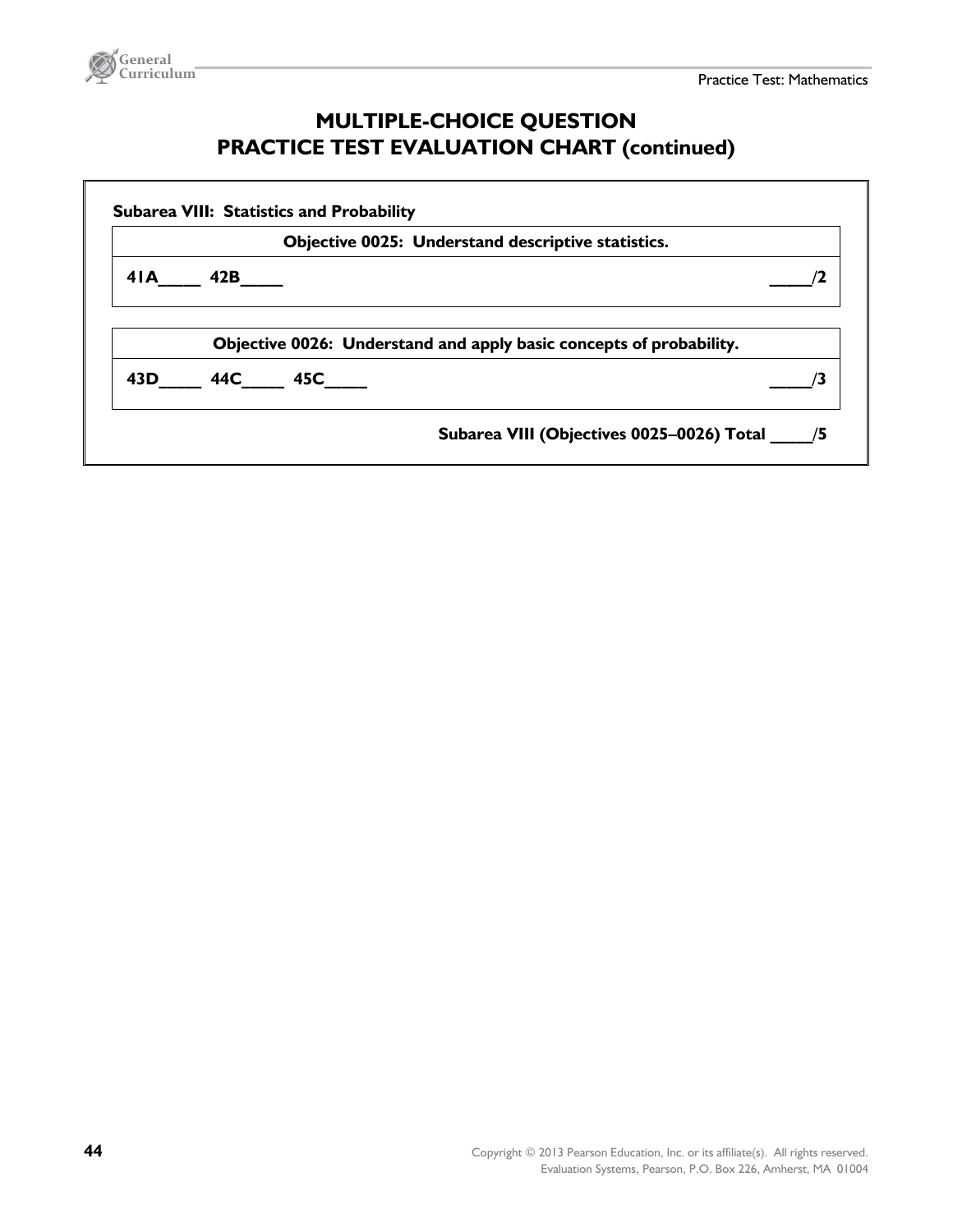# MULTIPLE-CHOICE QUESTION PRACTICE TEST EVALUATION CHART (continued)

**Subarea VIII: Statistics and Probability**

| Objective 0025: Understand descriptive statistics. | |
|---|---|
| 41A____ 42B____ | ____/2 |

| Objective 0026: Understand and apply basic concepts of probability. | |
|---|---|
| 43D____ 44C____ 45C____ | ____/3 |

**Subarea VIII (Objectives 0025–0026) Total ____/5**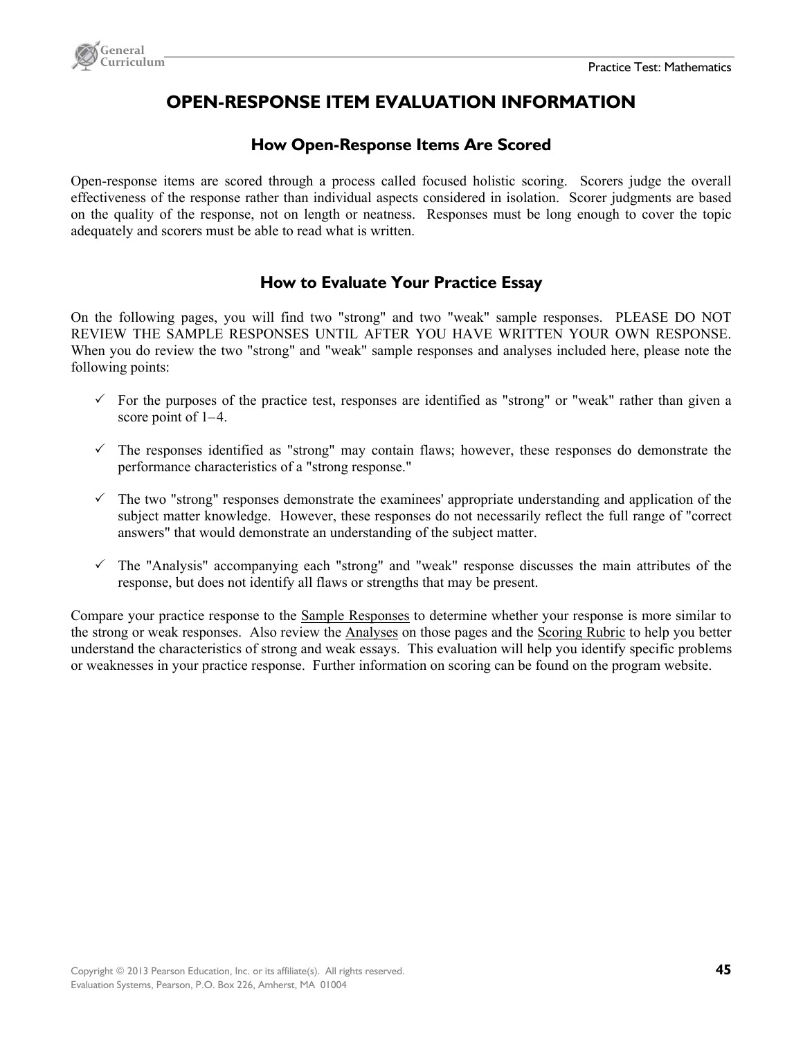# OPEN-RESPONSE ITEM EVALUATION INFORMATION

## How Open-Response Items Are Scored

Open-response items are scored through a process called focused holistic scoring. Scorers judge the overall effectiveness of the response rather than individual aspects considered in isolation. Scorer judgments are based on the quality of the response, not on length or neatness. Responses must be long enough to cover the topic adequately and scorers must be able to read what is written.

## How to Evaluate Your Practice Essay

On the following pages, you will find two "strong" and two "weak" sample responses. PLEASE DO NOT REVIEW THE SAMPLE RESPONSES UNTIL AFTER YOU HAVE WRITTEN YOUR OWN RESPONSE. When you do review the two "strong" and "weak" sample responses and analyses included here, please note the following points:

- ✓ For the purposes of the practice test, responses are identified as "strong" or "weak" rather than given a score point of 1–4.
- ✓ The responses identified as "strong" may contain flaws; however, these responses do demonstrate the performance characteristics of a "strong response."
- ✓ The two "strong" responses demonstrate the examinees' appropriate understanding and application of the subject matter knowledge. However, these responses do not necessarily reflect the full range of "correct answers" that would demonstrate an understanding of the subject matter.
- ✓ The "Analysis" accompanying each "strong" and "weak" response discusses the main attributes of the response, but does not identify all flaws or strengths that may be present.

Compare your practice response to the Sample Responses to determine whether your response is more similar to the strong or weak responses. Also review the Analyses on those pages and the Scoring Rubric to help you better understand the characteristics of strong and weak essays. This evaluation will help you identify specific problems or weaknesses in your practice response. Further information on scoring can be found on the program website.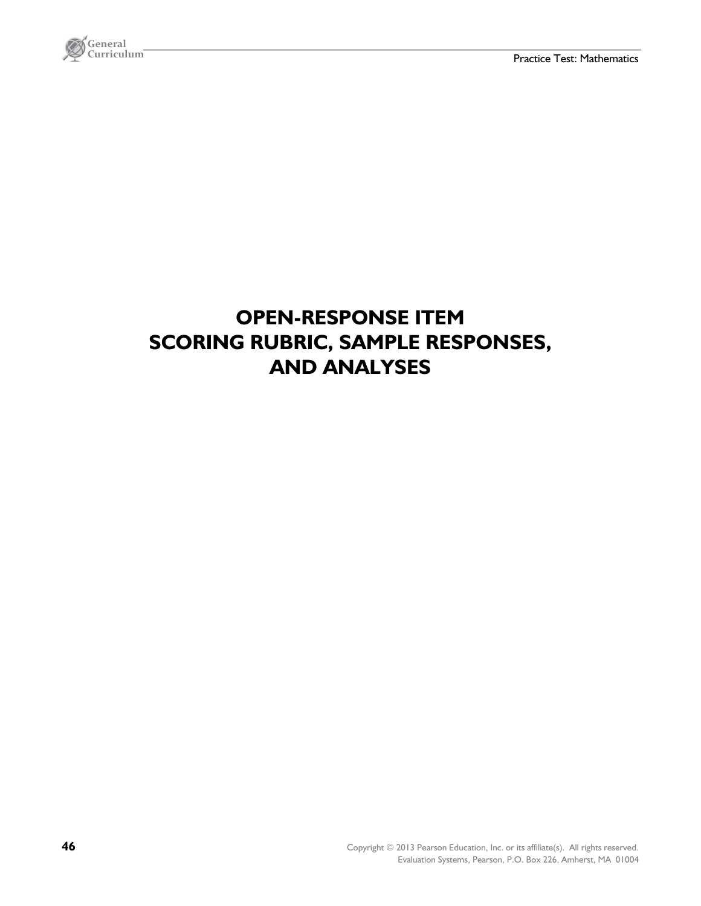# OPEN-RESPONSE ITEM SCORING RUBRIC, SAMPLE RESPONSES, AND ANALYSES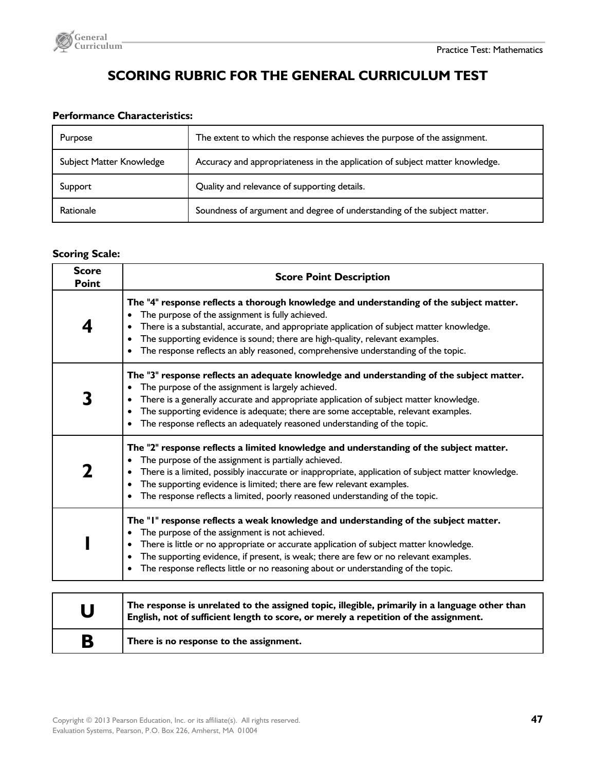# SCORING RUBRIC FOR THE GENERAL CURRICULUM TEST

**Performance Characteristics:**

| | |
|---|---|
| Purpose | The extent to which the response achieves the purpose of the assignment. |
| Subject Matter Knowledge | Accuracy and appropriateness in the application of subject matter knowledge. |
| Support | Quality and relevance of supporting details. |
| Rationale | Soundness of argument and degree of understanding of the subject matter. |

**Scoring Scale:**

| Score Point | Score Point Description |
|---|---|
| **4** | **The "4" response reflects a thorough knowledge and understanding of the subject matter.** <br>• The purpose of the assignment is fully achieved.<br>• There is a substantial, accurate, and appropriate application of subject matter knowledge.<br>• The supporting evidence is sound; there are high-quality, relevant examples.<br>• The response reflects an ably reasoned, comprehensive understanding of the topic. |
| **3** | **The "3" response reflects an adequate knowledge and understanding of the subject matter.** <br>• The purpose of the assignment is largely achieved.<br>• There is a generally accurate and appropriate application of subject matter knowledge.<br>• The supporting evidence is adequate; there are some acceptable, relevant examples.<br>• The response reflects an adequately reasoned understanding of the topic. |
| **2** | **The "2" response reflects a limited knowledge and understanding of the subject matter.** <br>• The purpose of the assignment is partially achieved.<br>• There is a limited, possibly inaccurate or inappropriate, application of subject matter knowledge.<br>• The supporting evidence is limited; there are few relevant examples.<br>• The response reflects a limited, poorly reasoned understanding of the topic. |
| **1** | **The "1" response reflects a weak knowledge and understanding of the subject matter.** <br>• The purpose of the assignment is not achieved.<br>• There is little or no appropriate or accurate application of subject matter knowledge.<br>• The supporting evidence, if present, is weak; there are few or no relevant examples.<br>• The response reflects little or no reasoning about or understanding of the topic. |

| | |
|---|---|
| **U** | **The response is unrelated to the assigned topic, illegible, primarily in a language other than English, not of sufficient length to score, or merely a repetition of the assignment.** |
| **B** | **There is no response to the assignment.** |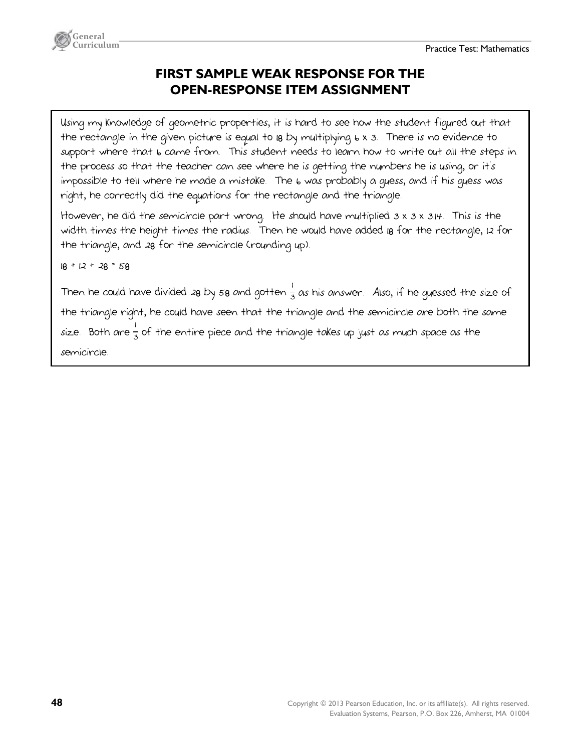# FIRST SAMPLE WEAK RESPONSE FOR THE OPEN-RESPONSE ITEM ASSIGNMENT

Using my knowledge of geometric properties, it is hard to see how the student figured out that the rectangle in the given picture is equal to 18 by multiplying 6 x 3. There is no evidence to support where that 6 came from. This student needs to learn how to write out all the steps in the process so that the teacher can see where he is getting the numbers he is using, or it's impossible to tell where he made a mistake. The 6 was probably a guess, and if his guess was right, he correctly did the equations for the rectangle and the triangle.

However, he did the semicircle part wrong. He should have multiplied 3 x 3 x 3.14. This is the width times the height times the radius. Then he would have added 18 for the rectangle, 12 for the triangle, and 28 for the semicircle (rounding up).

18 + 12 + 28 = 58

Then he could have divided 28 by 58 and gotten $\frac{1}{3}$ as his answer. Also, if he guessed the size of the triangle right, he could have seen that the triangle and the semicircle are both the same size. Both are $\frac{1}{3}$ of the entire piece and the triangle takes up just as much space as the semicircle.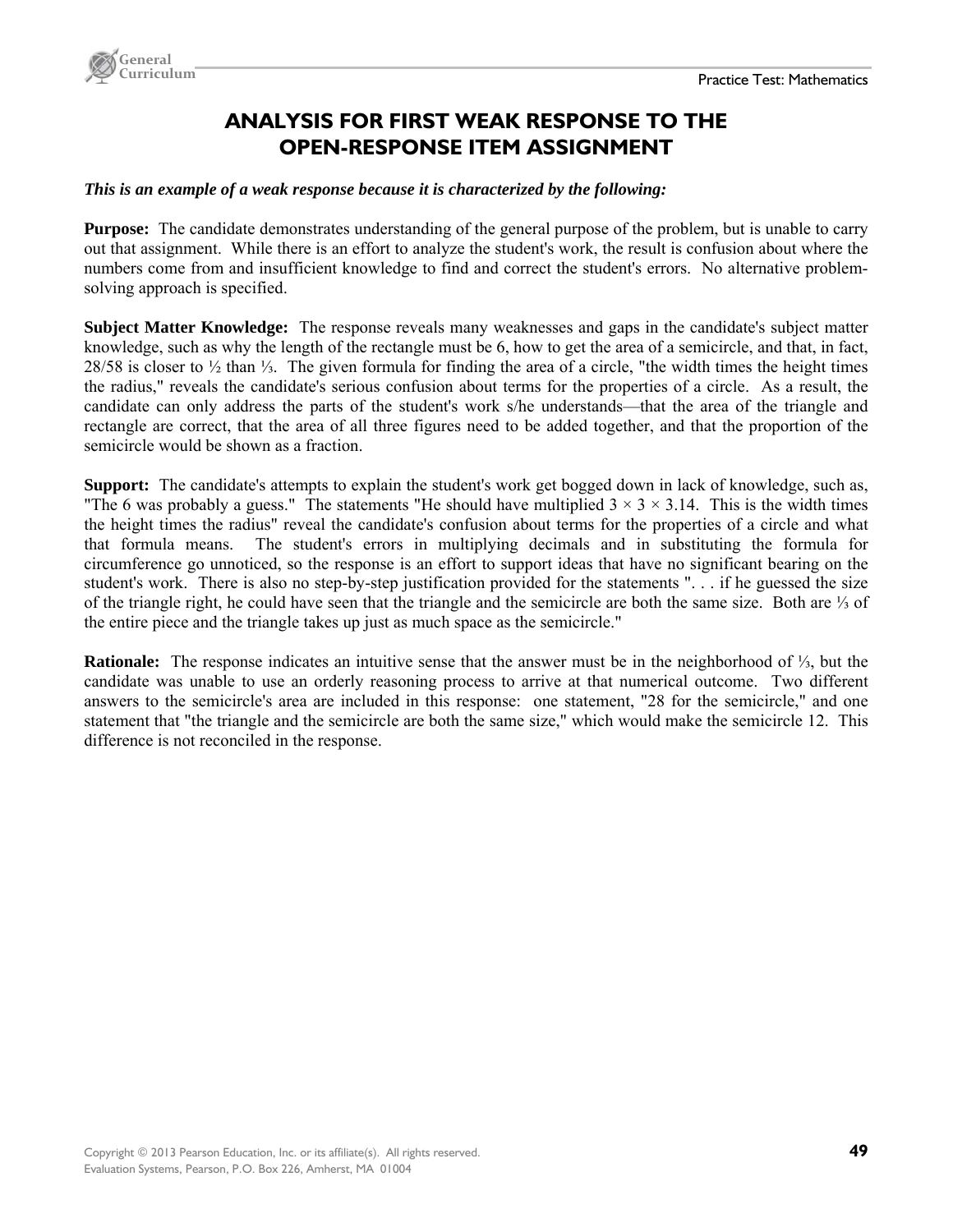# ANALYSIS FOR FIRST WEAK RESPONSE TO THE OPEN-RESPONSE ITEM ASSIGNMENT

***This is an example of a weak response because it is characterized by the following:***

**Purpose:** The candidate demonstrates understanding of the general purpose of the problem, but is unable to carry out that assignment. While there is an effort to analyze the student's work, the result is confusion about where the numbers come from and insufficient knowledge to find and correct the student's errors. No alternative problem-solving approach is specified.

**Subject Matter Knowledge:** The response reveals many weaknesses and gaps in the candidate's subject matter knowledge, such as why the length of the rectangle must be 6, how to get the area of a semicircle, and that, in fact, 28/58 is closer to ½ than ⅓. The given formula for finding the area of a circle, "the width times the height times the radius," reveals the candidate's serious confusion about terms for the properties of a circle. As a result, the candidate can only address the parts of the student's work s/he understands—that the area of the triangle and rectangle are correct, that the area of all three figures need to be added together, and that the proportion of the semicircle would be shown as a fraction.

**Support:** The candidate's attempts to explain the student's work get bogged down in lack of knowledge, such as, "The 6 was probably a guess." The statements "He should have multiplied $3 \times 3 \times 3.14$. This is the width times the height times the radius" reveal the candidate's confusion about terms for the properties of a circle and what that formula means. The student's errors in multiplying decimals and in substituting the formula for circumference go unnoticed, so the response is an effort to support ideas that have no significant bearing on the student's work. There is also no step-by-step justification provided for the statements ". . . if he guessed the size of the triangle right, he could have seen that the triangle and the semicircle are both the same size. Both are ⅓ of the entire piece and the triangle takes up just as much space as the semicircle."

**Rationale:** The response indicates an intuitive sense that the answer must be in the neighborhood of ⅓, but the candidate was unable to use an orderly reasoning process to arrive at that numerical outcome. Two different answers to the semicircle's area are included in this response: one statement, "28 for the semicircle," and one statement that "the triangle and the semicircle are both the same size," which would make the semicircle 12. This difference is not reconciled in the response.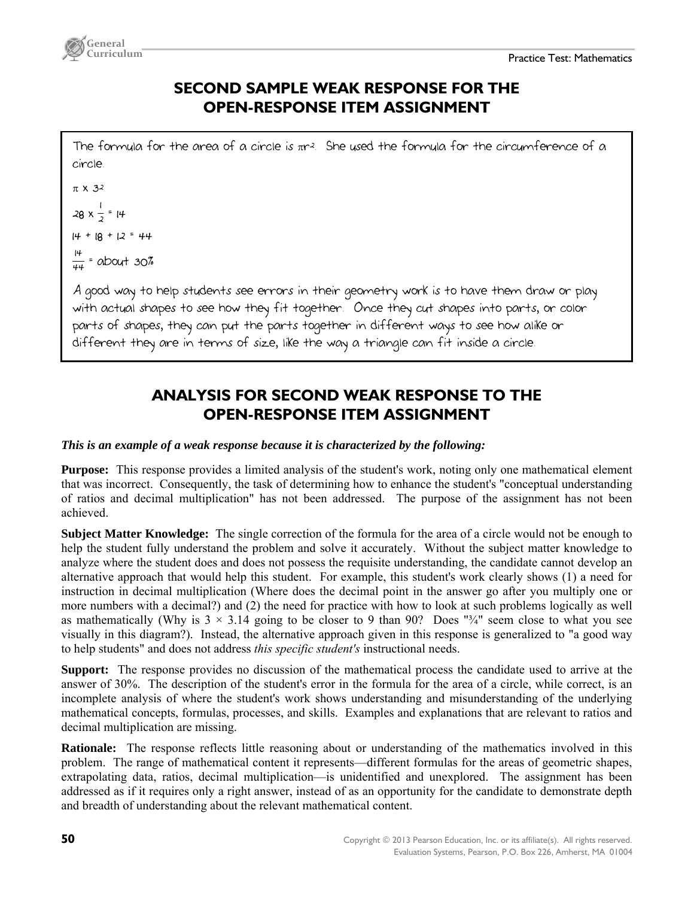## SECOND SAMPLE WEAK RESPONSE FOR THE OPEN-RESPONSE ITEM ASSIGNMENT

The formula for the area of a circle is $\pi r^2$. She used the formula for the circumference of a circle.

$\pi \times 3^2$

$28 \times \frac{1}{2} = 14$

$14 + 18 + 12 = 44$

$\frac{14}{44}$ = about 30%

A good way to help students see errors in their geometry work is to have them draw or play with actual shapes to see how they fit together. Once they cut shapes into parts, or color parts of shapes, they can put the parts together in different ways to see how alike or different they are in terms of size, like the way a triangle can fit inside a circle.

## ANALYSIS FOR SECOND WEAK RESPONSE TO THE OPEN-RESPONSE ITEM ASSIGNMENT

***This is an example of a weak response because it is characterized by the following:***

**Purpose:** This response provides a limited analysis of the student's work, noting only one mathematical element that was incorrect. Consequently, the task of determining how to enhance the student's "conceptual understanding of ratios and decimal multiplication" has not been addressed. The purpose of the assignment has not been achieved.

**Subject Matter Knowledge:** The single correction of the formula for the area of a circle would not be enough to help the student fully understand the problem and solve it accurately. Without the subject matter knowledge to analyze where the student does and does not possess the requisite understanding, the candidate cannot develop an alternative approach that would help this student. For example, this student's work clearly shows (1) a need for instruction in decimal multiplication (Where does the decimal point in the answer go after you multiply one or more numbers with a decimal?) and (2) the need for practice with how to look at such problems logically as well as mathematically (Why is $3 \times 3.14$ going to be closer to 9 than 90? Does "¾" seem close to what you see visually in this diagram?). Instead, the alternative approach given in this response is generalized to "a good way to help students" and does not address *this specific student's* instructional needs.

**Support:** The response provides no discussion of the mathematical process the candidate used to arrive at the answer of 30%. The description of the student's error in the formula for the area of a circle, while correct, is an incomplete analysis of where the student's work shows understanding and misunderstanding of the underlying mathematical concepts, formulas, processes, and skills. Examples and explanations that are relevant to ratios and decimal multiplication are missing.

**Rationale:** The response reflects little reasoning about or understanding of the mathematics involved in this problem. The range of mathematical content it represents—different formulas for the areas of geometric shapes, extrapolating data, ratios, decimal multiplication—is unidentified and unexplored. The assignment has been addressed as if it requires only a right answer, instead of as an opportunity for the candidate to demonstrate depth and breadth of understanding about the relevant mathematical content.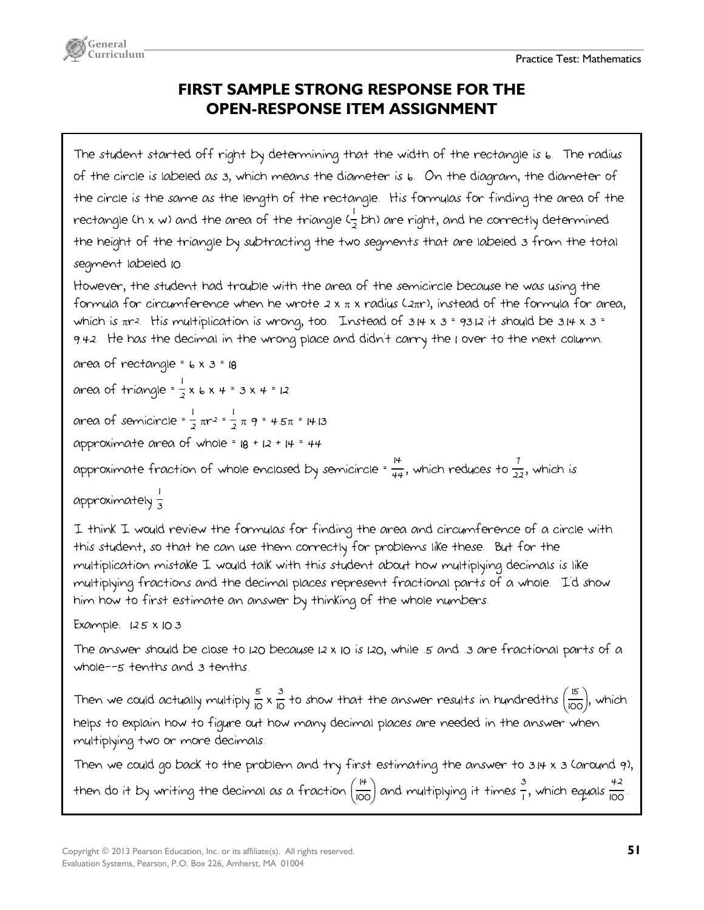# FIRST SAMPLE STRONG RESPONSE FOR THE OPEN-RESPONSE ITEM ASSIGNMENT

The student started off right by determining that the width of the rectangle is 6. The radius of the circle is labeled as 3, which means the diameter is 6. On the diagram, the diameter of the circle is the same as the length of the rectangle. His formulas for finding the area of the rectangle (h x w) and the area of the triangle ($\frac{1}{2}$ bh) are right, and he correctly determined the height of the triangle by subtracting the two segments that are labeled 3 from the total segment labeled 10.

However, the student had trouble with the area of the semicircle because he was using the formula for circumference when he wrote 2 x π x radius ($2\pi r$), instead of the formula for area, which is $\pi r^2$. His multiplication is wrong, too. Instead of 3.14 x 3 = 93.12 it should be 3.14 x 3 = 9.42. He has the decimal in the wrong place and didn't carry the 1 over to the next column.

area of rectangle = 6 x 3 = 18

area of triangle = $\frac{1}{2}$ x 6 x 4 = 3 x 4 = 12

area of semicircle = $\frac{1}{2}\pi r^2 = \frac{1}{2}\pi\, 9 = 4.5\pi = 14.13$

approximate area of whole = 18 + 12 + 14 = 44

approximate fraction of whole enclosed by semicircle = $\frac{14}{44}$, which reduces to $\frac{7}{22}$, which is approximately $\frac{1}{3}$

I think I would review the formulas for finding the area and circumference of a circle with this student, so that he can use them correctly for problems like these. But for the multiplication mistake I would talk with this student about how multiplying decimals is like multiplying fractions and the decimal places represent fractional parts of a whole. I'd show him how to first estimate an answer by thinking of the whole numbers.

Example: 12.5 x 10.3

The answer should be close to 120 because 12 x 10 is 120, while .5 and .3 are fractional parts of a whole--5 tenths and 3 tenths.

Then we could actually multiply $\frac{5}{10}$ x $\frac{3}{10}$ to show that the answer results in hundredths $\left(\frac{15}{100}\right)$, which helps to explain how to figure out how many decimal places are needed in the answer when multiplying two or more decimals.

Then we could go back to the problem and try first estimating the answer to 3.14 x 3 (around 9), then do it by writing the decimal as a fraction $\left(\frac{14}{100}\right)$ and multiplying it times $\frac{3}{1}$, which equals $\frac{42}{100}$.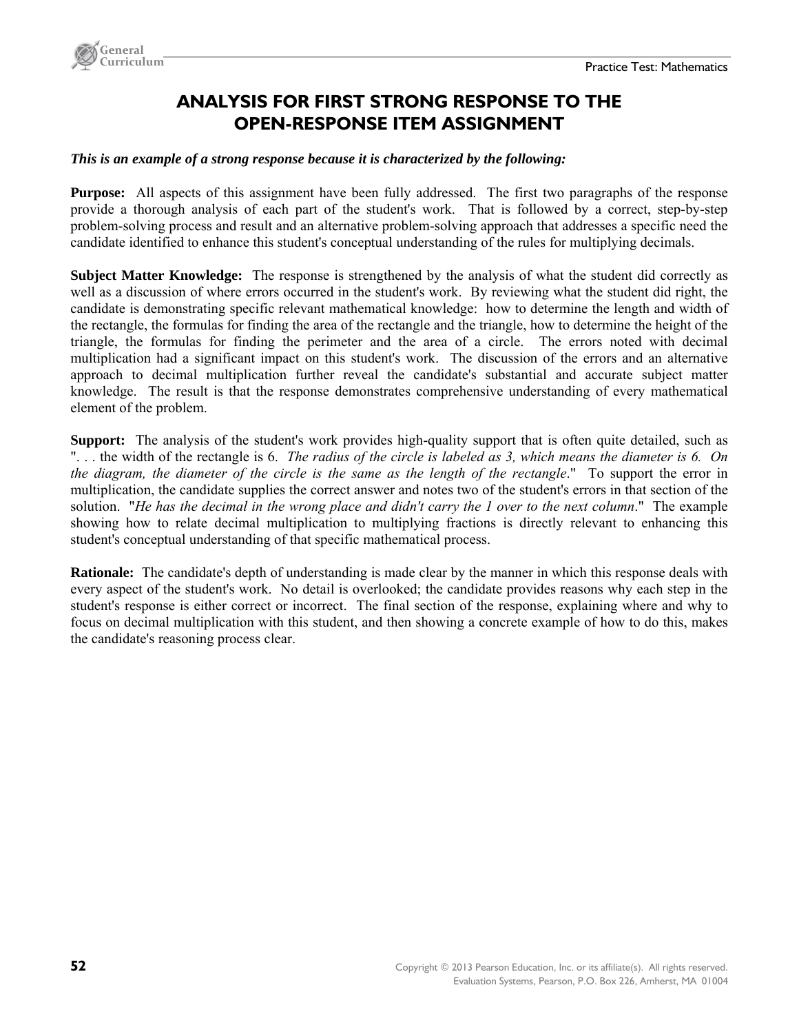# ANALYSIS FOR FIRST STRONG RESPONSE TO THE OPEN-RESPONSE ITEM ASSIGNMENT

***This is an example of a strong response because it is characterized by the following:***

**Purpose:** All aspects of this assignment have been fully addressed. The first two paragraphs of the response provide a thorough analysis of each part of the student's work. That is followed by a correct, step-by-step problem-solving process and result and an alternative problem-solving approach that addresses a specific need the candidate identified to enhance this student's conceptual understanding of the rules for multiplying decimals.

**Subject Matter Knowledge:** The response is strengthened by the analysis of what the student did correctly as well as a discussion of where errors occurred in the student's work. By reviewing what the student did right, the candidate is demonstrating specific relevant mathematical knowledge: how to determine the length and width of the rectangle, the formulas for finding the area of the rectangle and the triangle, how to determine the height of the triangle, the formulas for finding the perimeter and the area of a circle. The errors noted with decimal multiplication had a significant impact on this student's work. The discussion of the errors and an alternative approach to decimal multiplication further reveal the candidate's substantial and accurate subject matter knowledge. The result is that the response demonstrates comprehensive understanding of every mathematical element of the problem.

**Support:** The analysis of the student's work provides high-quality support that is often quite detailed, such as ". . . the width of the rectangle is 6. *The radius of the circle is labeled as 3, which means the diameter is 6. On the diagram, the diameter of the circle is the same as the length of the rectangle*." To support the error in multiplication, the candidate supplies the correct answer and notes two of the student's errors in that section of the solution. "*He has the decimal in the wrong place and didn't carry the 1 over to the next column*." The example showing how to relate decimal multiplication to multiplying fractions is directly relevant to enhancing this student's conceptual understanding of that specific mathematical process.

**Rationale:** The candidate's depth of understanding is made clear by the manner in which this response deals with every aspect of the student's work. No detail is overlooked; the candidate provides reasons why each step in the student's response is either correct or incorrect. The final section of the response, explaining where and why to focus on decimal multiplication with this student, and then showing a concrete example of how to do this, makes the candidate's reasoning process clear.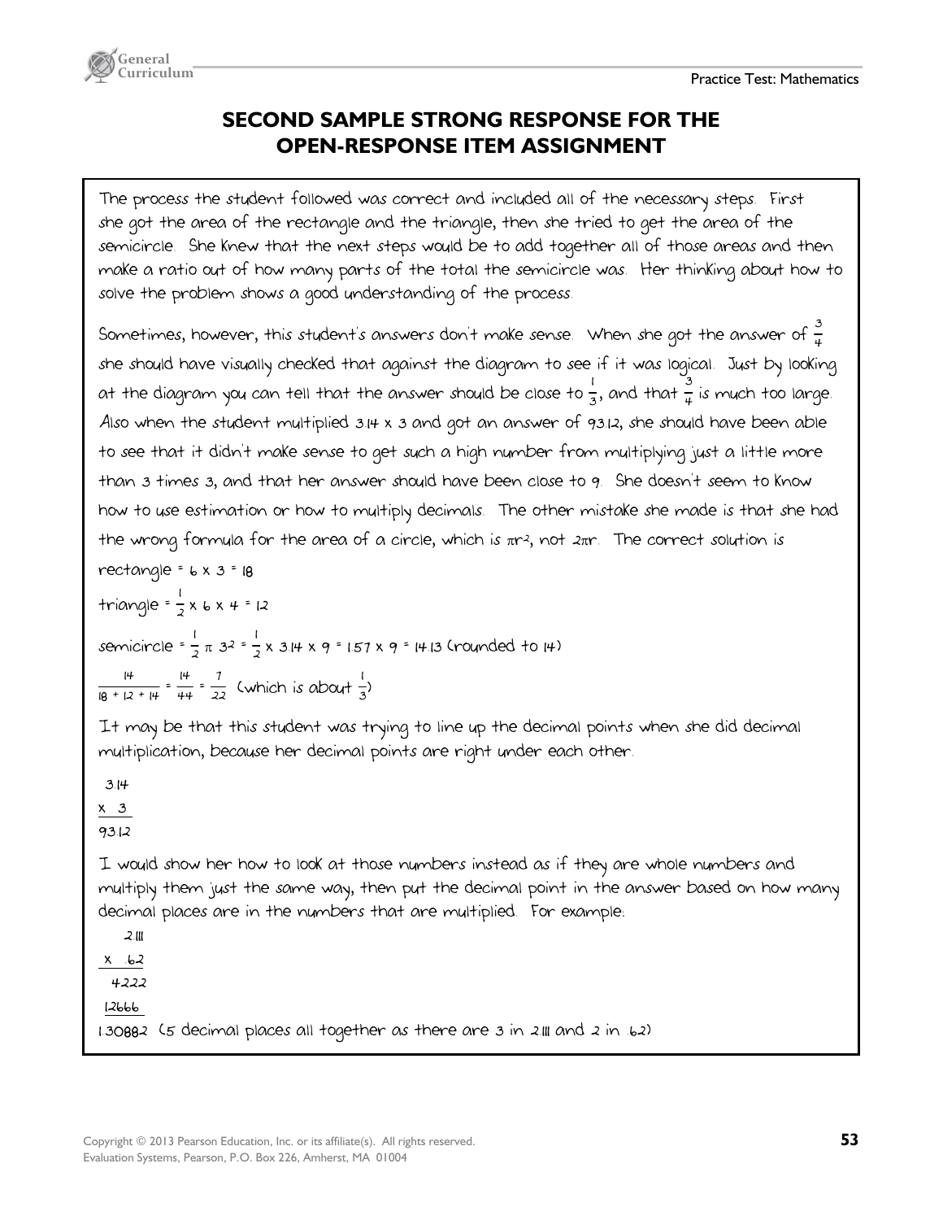# SECOND SAMPLE STRONG RESPONSE FOR THE OPEN-RESPONSE ITEM ASSIGNMENT

The process the student followed was correct and included all of the necessary steps. First she got the area of the rectangle and the triangle, then she tried to get the area of the semicircle. She knew that the next steps would be to add together all of those areas and then make a ratio out of how many parts of the total the semicircle was. Her thinking about how to solve the problem shows a good understanding of the process.

Sometimes, however, this student's answers don't make sense. When she got the answer of $\frac{3}{4}$ she should have visually checked that against the diagram to see if it was logical. Just by looking at the diagram you can tell that the answer should be close to $\frac{1}{3}$, and that $\frac{3}{4}$ is much too large. Also when the student multiplied 3.14 x 3 and got an answer of 93.12, she should have been able to see that it didn't make sense to get such a high number from multiplying just a little more than 3 times 3, and that her answer should have been close to 9. She doesn't seem to know how to use estimation or how to multiply decimals. The other mistake she made is that she had the wrong formula for the area of a circle, which is $\pi r^2$, not $2\pi r$. The correct solution is

rectangle = 6 x 3 = 18

triangle = $\frac{1}{2}$ x 6 x 4 = 12

semicircle = $\frac{1}{2}\pi 3^2 = \frac{1}{2}$ x 3.14 x 9 = 1.57 x 9 = 14.13 (rounded to 14)

$\frac{14}{18 + 12 + 14} = \frac{14}{44} = \frac{7}{22}$ (which is about $\frac{1}{3}$)

It may be that this student was trying to line up the decimal points when she did decimal multiplication, because her decimal points are right under each other.

```
 3.14
x  3
93.12
```

I would show her how to look at those numbers instead as if they are whole numbers and multiply them just the same way, then put the decimal point in the answer based on how many decimal places are in the numbers that are multiplied. For example:

```
   2.111
 x   .62
    4222
  12666
1.30882
```

(5 decimal places all together as there are 3 in 2.111 and 2 in .62)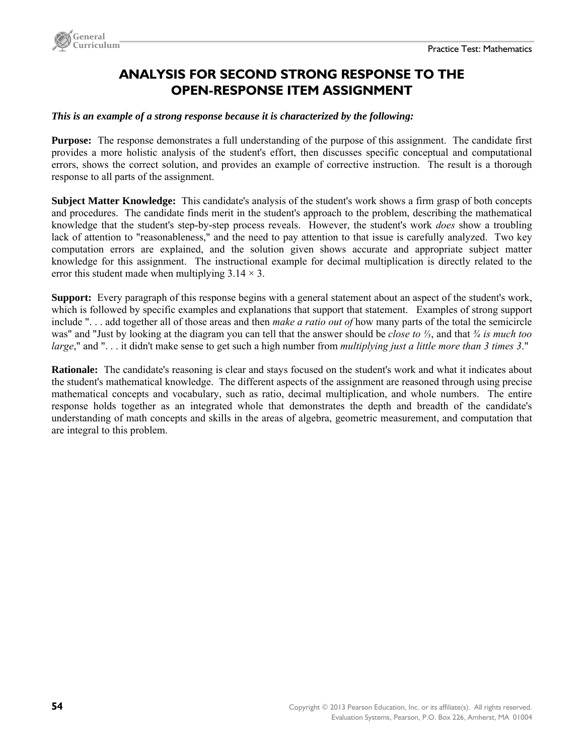# ANALYSIS FOR SECOND STRONG RESPONSE TO THE OPEN-RESPONSE ITEM ASSIGNMENT

***This is an example of a strong response because it is characterized by the following:***

**Purpose:** The response demonstrates a full understanding of the purpose of this assignment. The candidate first provides a more holistic analysis of the student's effort, then discusses specific conceptual and computational errors, shows the correct solution, and provides an example of corrective instruction. The result is a thorough response to all parts of the assignment.

**Subject Matter Knowledge:** This candidate's analysis of the student's work shows a firm grasp of both concepts and procedures. The candidate finds merit in the student's approach to the problem, describing the mathematical knowledge that the student's step-by-step process reveals. However, the student's work *does* show a troubling lack of attention to "reasonableness," and the need to pay attention to that issue is carefully analyzed. Two key computation errors are explained, and the solution given shows accurate and appropriate subject matter knowledge for this assignment. The instructional example for decimal multiplication is directly related to the error this student made when multiplying $3.14 \times 3$.

**Support:** Every paragraph of this response begins with a general statement about an aspect of the student's work, which is followed by specific examples and explanations that support that statement. Examples of strong support include ". . . add together all of those areas and then *make a ratio out of* how many parts of the total the semicircle was" and "Just by looking at the diagram you can tell that the answer should be *close to ⅓*, and that *¾ is much too large*," and ". . . it didn't make sense to get such a high number from *multiplying just a little more than 3 times 3*."

**Rationale:** The candidate's reasoning is clear and stays focused on the student's work and what it indicates about the student's mathematical knowledge. The different aspects of the assignment are reasoned through using precise mathematical concepts and vocabulary, such as ratio, decimal multiplication, and whole numbers. The entire response holds together as an integrated whole that demonstrates the depth and breadth of the candidate's understanding of math concepts and skills in the areas of algebra, geometric measurement, and computation that are integral to this problem.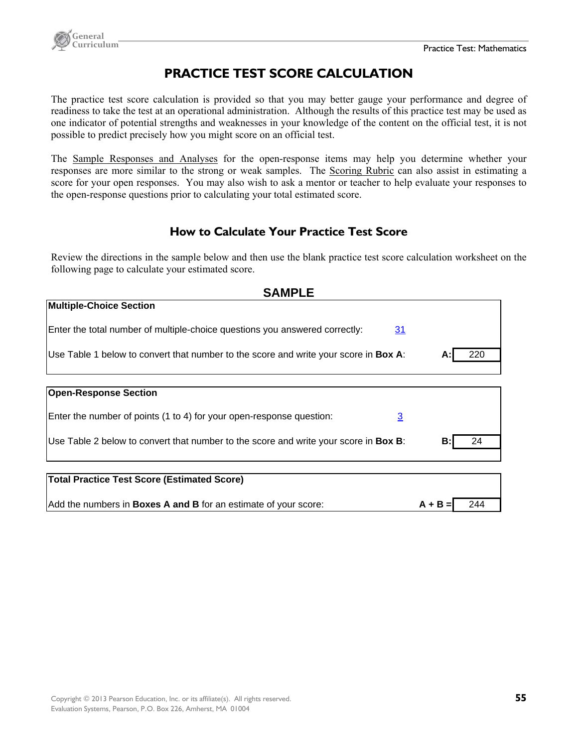# PRACTICE TEST SCORE CALCULATION

The practice test score calculation is provided so that you may better gauge your performance and degree of readiness to take the test at an operational administration. Although the results of this practice test may be used as one indicator of potential strengths and weaknesses in your knowledge of the content on the official test, it is not possible to predict precisely how you might score on an official test.

The Sample Responses and Analyses for the open-response items may help you determine whether your responses are more similar to the strong or weak samples. The Scoring Rubric can also assist in estimating a score for your open responses. You may also wish to ask a mentor or teacher to help evaluate your responses to the open-response questions prior to calculating your total estimated score.

## How to Calculate Your Practice Test Score

Review the directions in the sample below and then use the blank practice test score calculation worksheet on the following page to calculate your estimated score.

### SAMPLE

| **Multiple-Choice Section** | | |
|---|---|---|
| Enter the total number of multiple-choice questions you answered correctly: | 31 | |
| Use Table 1 below to convert that number to the score and write your score in **Box A**: | **A:** | 220 |

| **Open-Response Section** | | |
|---|---|---|
| Enter the number of points (1 to 4) for your open-response question: | 3 | |
| Use Table 2 below to convert that number to the score and write your score in **Box B**: | **B:** | 24 |

| **Total Practice Test Score (Estimated Score)** | | |
|---|---|---|
| Add the numbers in **Boxes A and B** for an estimate of your score: | **A + B =** | 244 |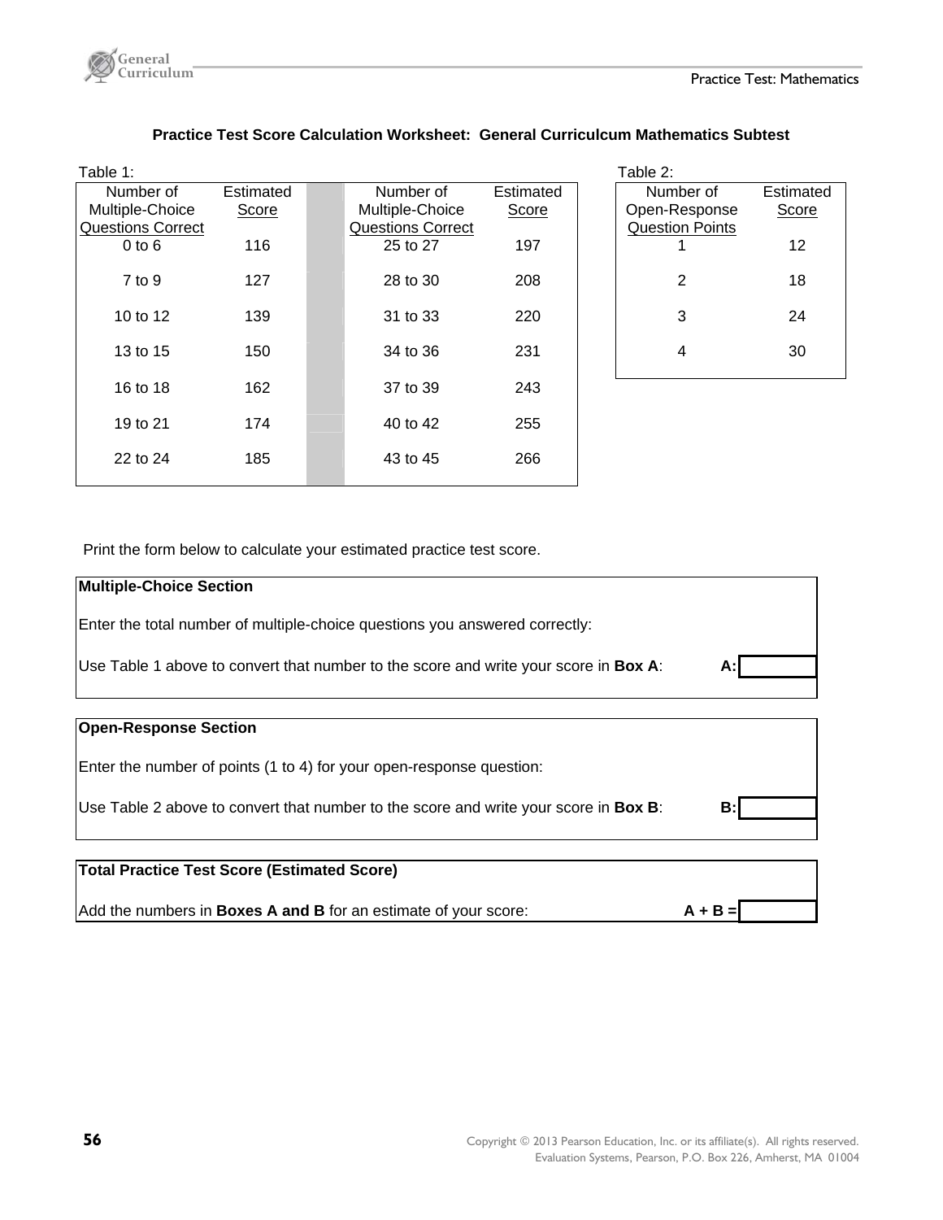## Practice Test Score Calculation Worksheet: General Curriculcum Mathematics Subtest

Table 1:

| Number of Multiple-Choice Questions Correct | Estimated Score | Number of Multiple-Choice Questions Correct | Estimated Score |
|---|---|---|---|
| 0 to 6 | 116 | 25 to 27 | 197 |
| 7 to 9 | 127 | 28 to 30 | 208 |
| 10 to 12 | 139 | 31 to 33 | 220 |
| 13 to 15 | 150 | 34 to 36 | 231 |
| 16 to 18 | 162 | 37 to 39 | 243 |
| 19 to 21 | 174 | 40 to 42 | 255 |
| 22 to 24 | 185 | 43 to 45 | 266 |

Table 2:

| Number of Open-Response Question Points | Estimated Score |
|---|---|
| 1 | 12 |
| 2 | 18 |
| 3 | 24 |
| 4 | 30 |

Print the form below to calculate your estimated practice test score.

**Multiple-Choice Section**

Enter the total number of multiple-choice questions you answered correctly:

Use Table 1 above to convert that number to the score and write your score in **Box A**: **A:**

**Open-Response Section**

Enter the number of points (1 to 4) for your open-response question:

Use Table 2 above to convert that number to the score and write your score in **Box B**: **B:**

**Total Practice Test Score (Estimated Score)**

Add the numbers in **Boxes A and B** for an estimate of your score: **A + B =**